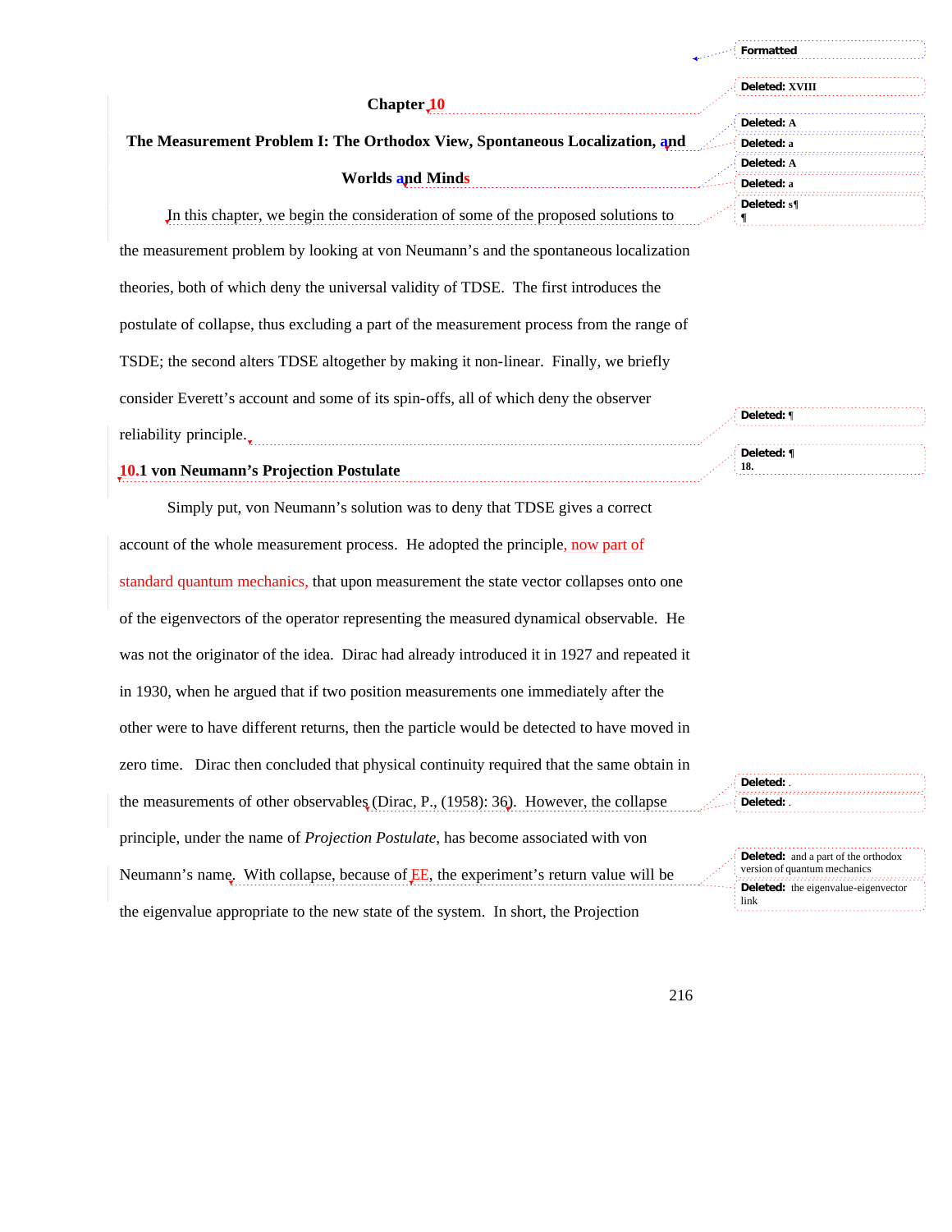# Chapter 10

## The Measurement Problem I: The Orthodox View, Spontaneous Localization, and Worlds and Minds

In this chapter, we begin the consideration of some of the proposed solutions to the measurement problem by looking at von Neumann's and the spontaneous localization theories, both of which deny the universal validity of TDSE. The first introduces the postulate of collapse, thus excluding a part of the measurement process from the range of TSDE; the second alters TDSE altogether by making it non-linear. Finally, we briefly consider Everett's account and some of its spin-offs, all of which deny the observer reliability principle.

### 10.1 von Neumann's Projection Postulate

Simply put, von Neumann's solution was to deny that TDSE gives a correct account of the whole measurement process. He adopted the principle, now part of standard quantum mechanics, that upon measurement the state vector collapses onto one of the eigenvectors of the operator representing the measured dynamical observable. He was not the originator of the idea. Dirac had already introduced it in 1927 and repeated it in 1930, when he argued that if two position measurements one immediately after the other were to have different returns, then the particle would be detected to have moved in zero time. Dirac then concluded that physical continuity required that the same obtain in the measurements of other observables (Dirac, P., (1958): 36). However, the collapse principle, under the name of *Projection Postulate*, has become associated with von Neumann's name. With collapse, because of EE, the experiment's return value will be the eigenvalue appropriate to the new state of the system. In short, the Projection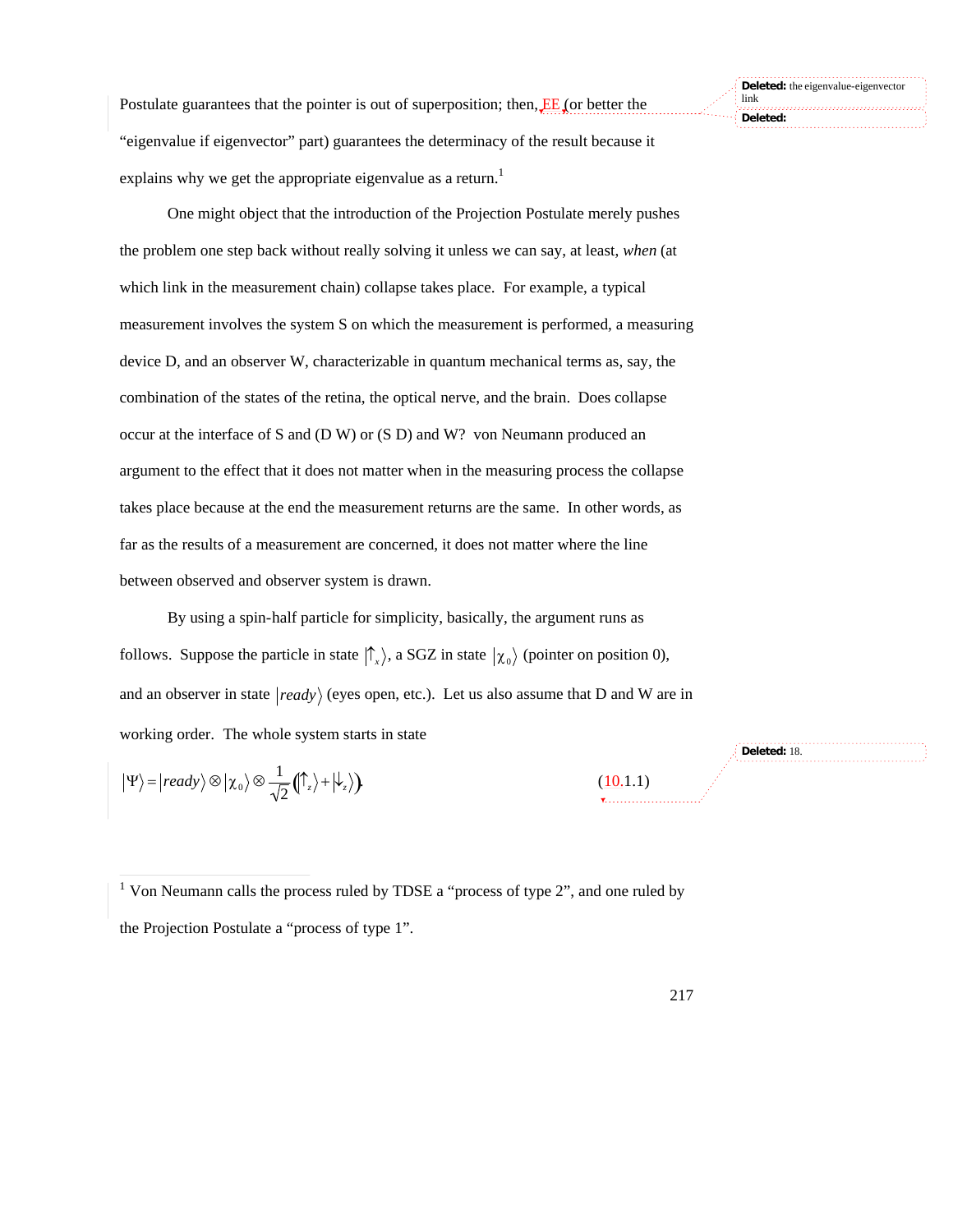Postulate guarantees that the pointer is out of superposition; then, EE (or better the "eigenvalue if eigenvector" part) guarantees the determinacy of the result because it explains why we get the appropriate eigenvalue as a return.[1]

One might object that the introduction of the Projection Postulate merely pushes the problem one step back without really solving it unless we can say, at least, *when* (at which link in the measurement chain) collapse takes place. For example, a typical measurement involves the system S on which the measurement is performed, a measuring device D, and an observer W, characterizable in quantum mechanical terms as, say, the combination of the states of the retina, the optical nerve, and the brain. Does collapse occur at the interface of S and (D W) or (S D) and W? von Neumann produced an argument to the effect that it does not matter when in the measuring process the collapse takes place because at the end the measurement returns are the same. In other words, as far as the results of a measurement are concerned, it does not matter where the line between observed and observer system is drawn.

By using a spin-half particle for simplicity, basically, the argument runs as follows. Suppose the particle in state $|\uparrow_x\rangle$, a SGZ in state $|\chi_0\rangle$ (pointer on position 0), and an observer in state $|ready\rangle$ (eyes open, etc.). Let us also assume that D and W are in working order. The whole system starts in state

$$|\Psi\rangle = |ready\rangle \otimes |\chi_0\rangle \otimes \frac{1}{\sqrt{2}}\left(|\uparrow_z\rangle + |\downarrow_z\rangle\right). \qquad (10.1.1)$$

---

[1] Von Neumann calls the process ruled by TDSE a "process of type 2", and one ruled by the Projection Postulate a "process of type 1".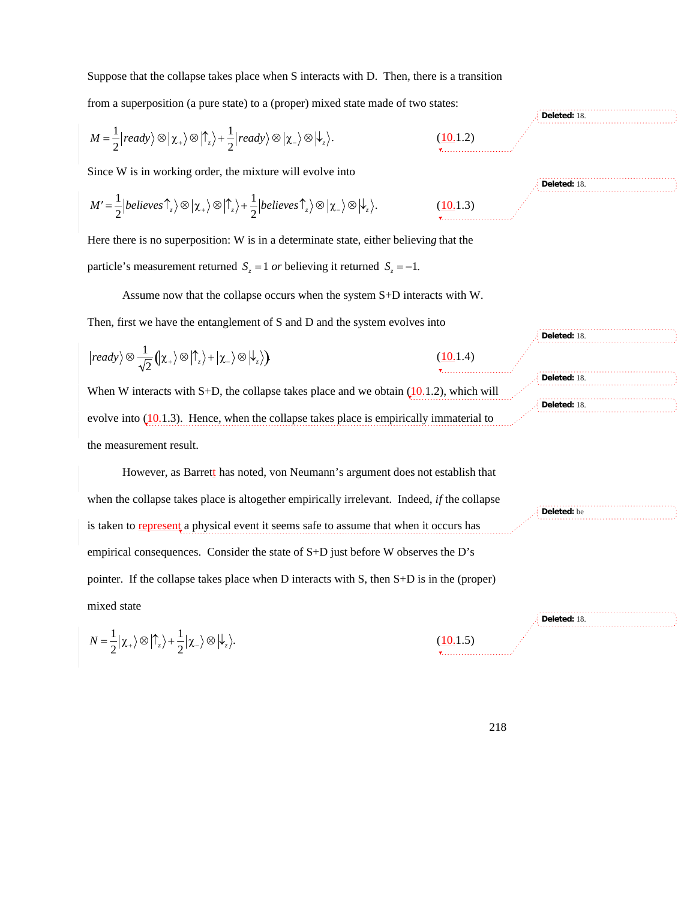Suppose that the collapse takes place when S interacts with D. Then, there is a transition from a superposition (a pure state) to a (proper) mixed state made of two states:

$$M = \frac{1}{2}|ready\rangle \otimes |\chi_+\rangle \otimes |\uparrow_z\rangle + \frac{1}{2}|ready\rangle \otimes |\chi_-\rangle \otimes |\downarrow_z\rangle. \qquad (10.1.2)$$

Since W is in working order, the mixture will evolve into

$$M' = \frac{1}{2}|believes\uparrow_z\rangle \otimes |\chi_+\rangle \otimes |\uparrow_z\rangle + \frac{1}{2}|believes\uparrow_z\rangle \otimes |\chi_-\rangle \otimes |\downarrow_z\rangle. \qquad (10.1.3)$$

Here there is no superposition: W is in a determinate state, either believing that the particle's measurement returned $S_z = 1$ *or* believing it returned $S_z = -1$.

Assume now that the collapse occurs when the system S+D interacts with W. Then, first we have the entanglement of S and D and the system evolves into

$$|ready\rangle \otimes \frac{1}{\sqrt{2}}\left(|\chi_+\rangle \otimes |\uparrow_z\rangle + |\chi_-\rangle \otimes |\downarrow_z\rangle\right) \qquad (10.1.4)$$

When W interacts with S+D, the collapse takes place and we obtain (10.1.2), which will evolve into (10.1.3). Hence, when the collapse takes place is empirically immaterial to the measurement result.

However, as Barrett has noted, von Neumann's argument does not establish that when the collapse takes place is altogether empirically irrelevant. Indeed, *if* the collapse is taken to represent a physical event it seems safe to assume that when it occurs has empirical consequences. Consider the state of S+D just before W observes the D's pointer. If the collapse takes place when D interacts with S, then S+D is in the (proper) mixed state

$$N = \frac{1}{2}|\chi_+\rangle \otimes |\uparrow_z\rangle + \frac{1}{2}|\chi_-\rangle \otimes |\downarrow_z\rangle. \qquad (10.1.5)$$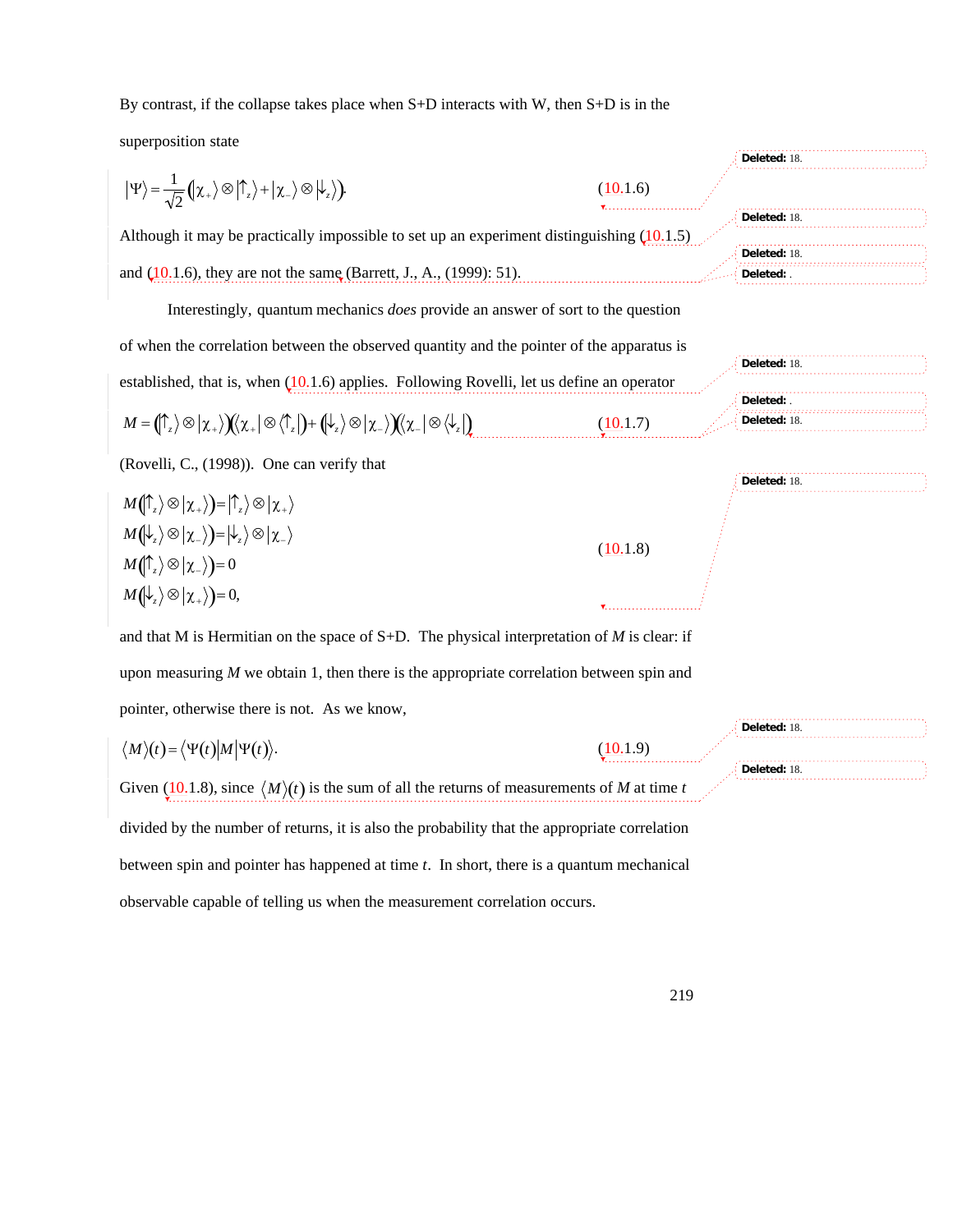By contrast, if the collapse takes place when S+D interacts with W, then S+D is in the superposition state

$$|\Psi\rangle = \frac{1}{\sqrt{2}}\left(|\chi_+\rangle \otimes |\uparrow_z\rangle + |\chi_-\rangle \otimes |\downarrow_z\rangle\right). \qquad (10.1.6)$$

Although it may be practically impossible to set up an experiment distinguishing (10.1.5) and (10.1.6), they are not the same (Barrett, J., A., (1999): 51).

Interestingly, quantum mechanics *does* provide an answer of sort to the question of when the correlation between the observed quantity and the pointer of the apparatus is established, that is, when (10.1.6) applies. Following Rovelli, let us define an operator

$$M = \left(|\uparrow_z\rangle \otimes |\chi_+\rangle\right)\left(\langle\chi_+| \otimes \langle\uparrow_z|\right) + \left(|\downarrow_z\rangle \otimes |\chi_-\rangle\right)\left(\langle\chi_-| \otimes \langle\downarrow_z|\right) \qquad (10.1.7)$$

(Rovelli, C., (1998)). One can verify that

$$\begin{aligned}
M\left(|\uparrow_z\rangle \otimes |\chi_+\rangle\right) &= |\uparrow_z\rangle \otimes |\chi_+\rangle \\
M\left(|\downarrow_z\rangle \otimes |\chi_-\rangle\right) &= |\downarrow_z\rangle \otimes |\chi_-\rangle \\
M\left(|\uparrow_z\rangle \otimes |\chi_-\rangle\right) &= 0 \\
M\left(|\downarrow_z\rangle \otimes |\chi_+\rangle\right) &= 0,
\end{aligned} \qquad (10.1.8)$$

and that M is Hermitian on the space of S+D. The physical interpretation of $M$ is clear: if upon measuring $M$ we obtain 1, then there is the appropriate correlation between spin and pointer, otherwise there is not. As we know,

$$\langle M\rangle(t) = \langle\Psi(t)|M|\Psi(t)\rangle. \qquad (10.1.9)$$

Given (10.1.8), since $\langle M\rangle(t)$ is the sum of all the returns of measurements of $M$ at time $t$ divided by the number of returns, it is also the probability that the appropriate correlation between spin and pointer has happened at time $t$. In short, there is a quantum mechanical observable capable of telling us when the measurement correlation occurs.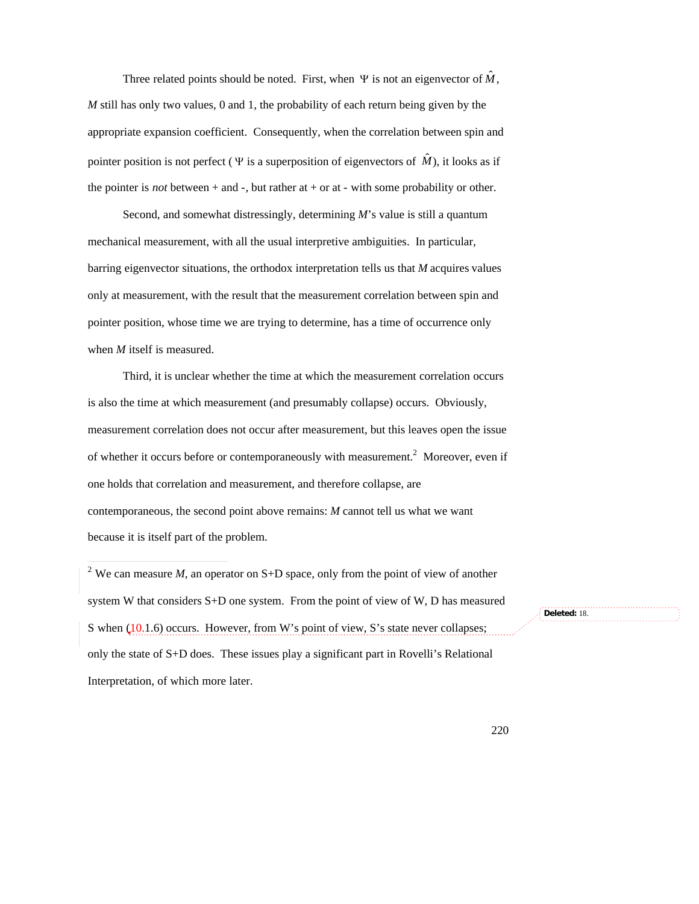Three related points should be noted. First, when $\Psi$ is not an eigenvector of $\hat{M}$, *M* still has only two values, 0 and 1, the probability of each return being given by the appropriate expansion coefficient. Consequently, when the correlation between spin and pointer position is not perfect ( $\Psi$ is a superposition of eigenvectors of $\hat{M}$), it looks as if the pointer is *not* between + and -, but rather at + or at - with some probability or other.

Second, and somewhat distressingly, determining *M*'s value is still a quantum mechanical measurement, with all the usual interpretive ambiguities. In particular, barring eigenvector situations, the orthodox interpretation tells us that *M* acquires values only at measurement, with the result that the measurement correlation between spin and pointer position, whose time we are trying to determine, has a time of occurrence only when *M* itself is measured.

Third, it is unclear whether the time at which the measurement correlation occurs is also the time at which measurement (and presumably collapse) occurs. Obviously, measurement correlation does not occur after measurement, but this leaves open the issue of whether it occurs before or contemporaneously with measurement.[2] Moreover, even if one holds that correlation and measurement, and therefore collapse, are contemporaneous, the second point above remains: *M* cannot tell us what we want because it is itself part of the problem.

---

[2] We can measure *M*, an operator on S+D space, only from the point of view of another system W that considers S+D one system. From the point of view of W, D has measured S when (10.1.6) occurs. However, from W's point of view, S's state never collapses; only the state of S+D does. These issues play a significant part in Rovelli's Relational Interpretation, of which more later.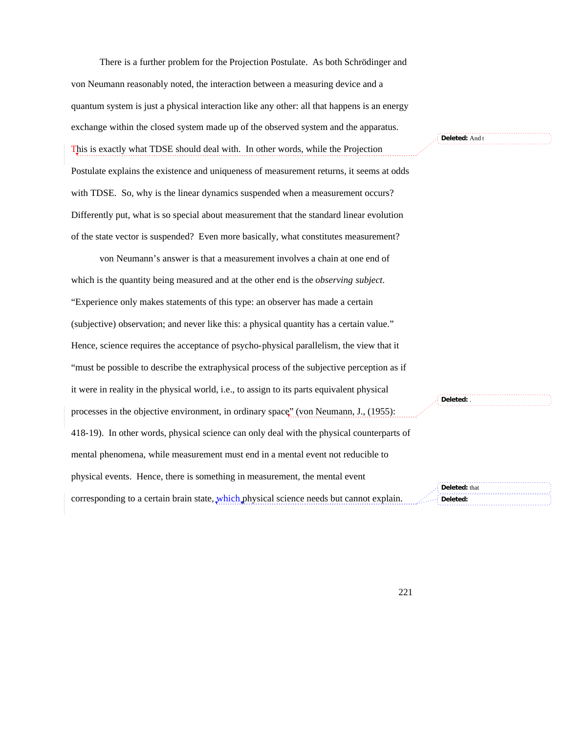There is a further problem for the Projection Postulate. As both Schrödinger and von Neumann reasonably noted, the interaction between a measuring device and a quantum system is just a physical interaction like any other: all that happens is an energy exchange within the closed system made up of the observed system and the apparatus. This is exactly what TDSE should deal with. In other words, while the Projection Postulate explains the existence and uniqueness of measurement returns, it seems at odds with TDSE. So, why is the linear dynamics suspended when a measurement occurs? Differently put, what is so special about measurement that the standard linear evolution of the state vector is suspended? Even more basically, what constitutes measurement?

von Neumann's answer is that a measurement involves a chain at one end of which is the quantity being measured and at the other end is the *observing subject*. "Experience only makes statements of this type: an observer has made a certain (subjective) observation; and never like this: a physical quantity has a certain value." Hence, science requires the acceptance of psycho-physical parallelism, the view that it "must be possible to describe the extraphysical process of the subjective perception as if it were in reality in the physical world, i.e., to assign to its parts equivalent physical processes in the objective environment, in ordinary space" (von Neumann, J., (1955): 418-19). In other words, physical science can only deal with the physical counterparts of mental phenomena, while measurement must end in a mental event not reducible to physical events. Hence, there is something in measurement, the mental event corresponding to a certain brain state, which physical science needs but cannot explain.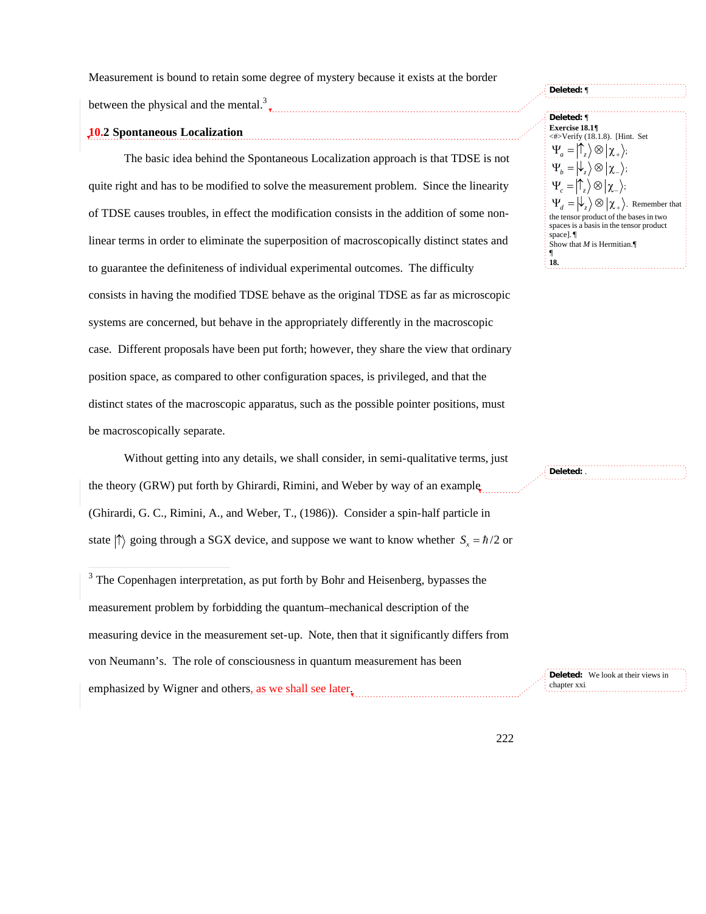Measurement is bound to retain some degree of mystery because it exists at the border between the physical and the mental.[3]

## 10.2 Spontaneous Localization

The basic idea behind the Spontaneous Localization approach is that TDSE is not quite right and has to be modified to solve the measurement problem. Since the linearity of TDSE causes troubles, in effect the modification consists in the addition of some non-linear terms in order to eliminate the superposition of macroscopically distinct states and to guarantee the definiteness of individual experimental outcomes. The difficulty consists in having the modified TDSE behave as the original TDSE as far as microscopic systems are concerned, but behave in the appropriately differently in the macroscopic case. Different proposals have been put forth; however, they share the view that ordinary position space, as compared to other configuration spaces, is privileged, and that the distinct states of the macroscopic apparatus, such as the possible pointer positions, must be macroscopically separate.

Without getting into any details, we shall consider, in semi-qualitative terms, just the theory (GRW) put forth by Ghirardi, Rimini, and Weber by way of an example (Ghirardi, G. C., Rimini, A., and Weber, T., (1986)). Consider a spin-half particle in state $|\uparrow\rangle$ going through a SGX device, and suppose we want to know whether $S_x = \hbar/2$ or

---

[3] The Copenhagen interpretation, as put forth by Bohr and Heisenberg, bypasses the measurement problem by forbidding the quantum–mechanical description of the measuring device in the measurement set-up. Note, then that it significantly differs from von Neumann's. The role of consciousness in quantum measurement has been emphasized by Wigner and others, as we shall see later.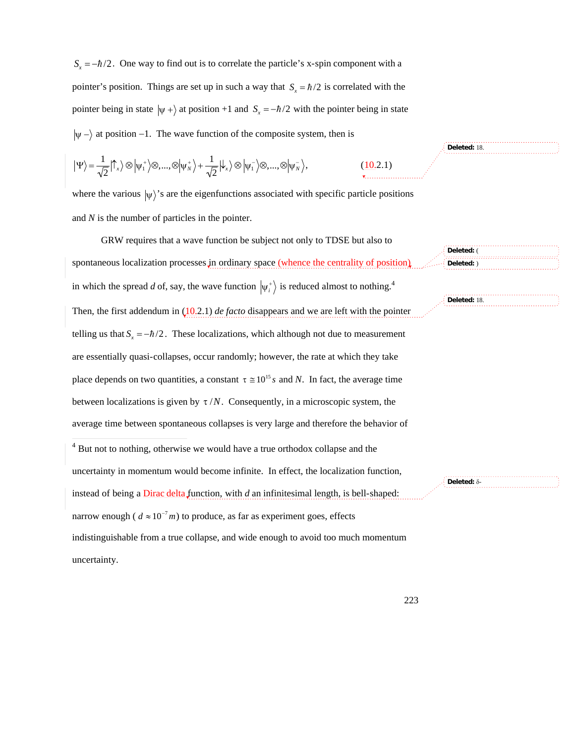$S_x = -\hbar/2$. One way to find out is to correlate the particle's x-spin component with a pointer's position. Things are set up in such a way that $S_x = \hbar/2$ is correlated with the pointer being in state $|\psi+\rangle$ at position +1 and $S_x = -\hbar/2$ with the pointer being in state $|\psi-\rangle$ at position –1. The wave function of the composite system, then is

$$|\Psi\rangle = \frac{1}{\sqrt{2}}|\uparrow_x\rangle \otimes |\psi_1^+\rangle \otimes ,..., \otimes |\psi_N^+\rangle + \frac{1}{\sqrt{2}}|\downarrow_x\rangle \otimes |\psi_1^-\rangle \otimes ,..., \otimes |\psi_N^-\rangle, \qquad (10.2.1)$$

where the various $|\psi\rangle$'s are the eigenfunctions associated with specific particle positions and $N$ is the number of particles in the pointer.

GRW requires that a wave function be subject not only to TDSE but also to spontaneous localization processes in ordinary space (whence the centrality of position) in which the spread $d$ of, say, the wave function $|\psi_i^+\rangle$ is reduced almost to nothing.[4] Then, the first addendum in (10.2.1) *de facto* disappears and we are left with the pointer telling us that $S_x = -\hbar/2$. These localizations, which although not due to measurement are essentially quasi-collapses, occur randomly; however, the rate at which they take place depends on two quantities, a constant $\tau \cong 10^{15} s$ and $N$. In fact, the average time between localizations is given by $\tau / N$. Consequently, in a microscopic system, the average time between spontaneous collapses is very large and therefore the behavior of

[4] But not to nothing, otherwise we would have a true orthodox collapse and the uncertainty in momentum would become infinite. In effect, the localization function, instead of being a Dirac delta function, with $d$ an infinitesimal length, is bell-shaped: narrow enough ( $d \approx 10^{-7} m$) to produce, as far as experiment goes, effects indistinguishable from a true collapse, and wide enough to avoid too much momentum uncertainty.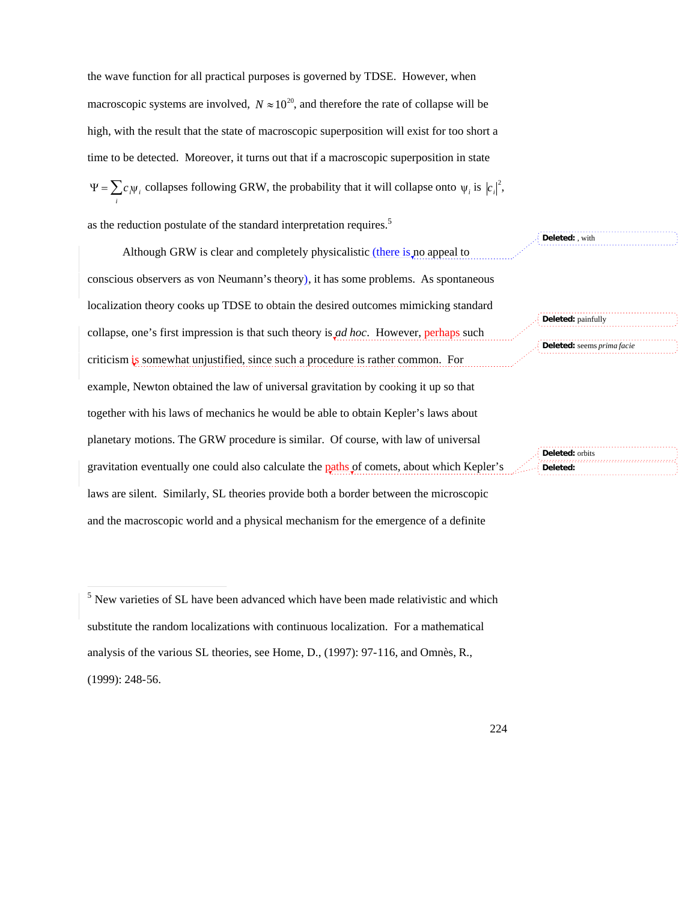the wave function for all practical purposes is governed by TDSE. However, when macroscopic systems are involved, $N \approx 10^{20}$, and therefore the rate of collapse will be high, with the result that the state of macroscopic superposition will exist for too short a time to be detected. Moreover, it turns out that if a macroscopic superposition in state $\Psi = \sum_i c_i \psi_i$ collapses following GRW, the probability that it will collapse onto $\psi_i$ is $|c_i|^2$, as the reduction postulate of the standard interpretation requires.[5]

Although GRW is clear and completely physicalistic (there is no appeal to conscious observers as von Neumann's theory), it has some problems. As spontaneous localization theory cooks up TDSE to obtain the desired outcomes mimicking standard collapse, one's first impression is that such theory is *ad hoc*. However, perhaps such criticism is somewhat unjustified, since such a procedure is rather common. For example, Newton obtained the law of universal gravitation by cooking it up so that together with his laws of mechanics he would be able to obtain Kepler's laws about planetary motions. The GRW procedure is similar. Of course, with law of universal gravitation eventually one could also calculate the paths of comets, about which Kepler's laws are silent. Similarly, SL theories provide both a border between the microscopic and the macroscopic world and a physical mechanism for the emergence of a definite

---

[5] New varieties of SL have been advanced which have been made relativistic and which substitute the random localizations with continuous localization. For a mathematical analysis of the various SL theories, see Home, D., (1997): 97-116, and Omnès, R., (1999): 248-56.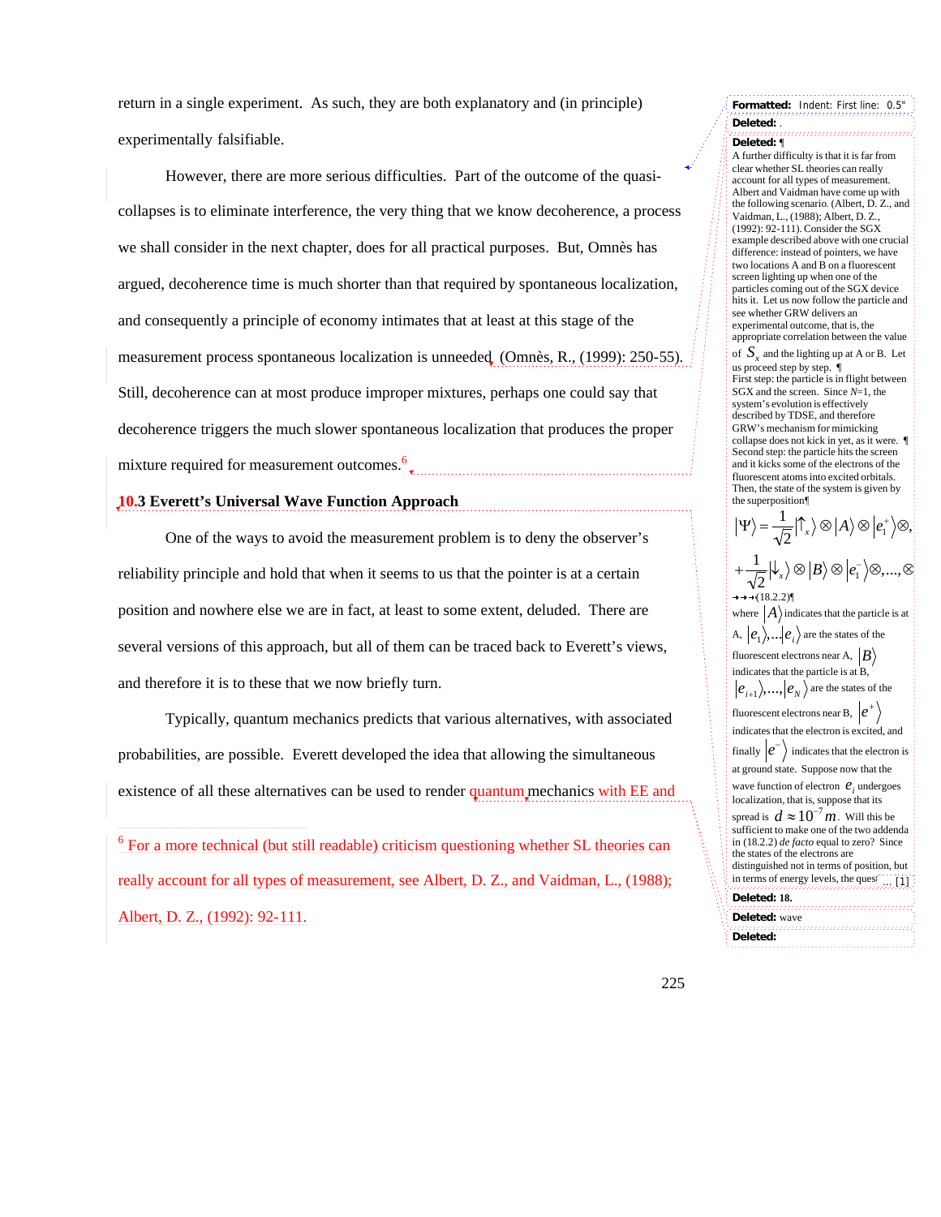return in a single experiment. As such, they are both explanatory and (in principle) experimentally falsifiable.

However, there are more serious difficulties. Part of the outcome of the quasi-collapses is to eliminate interference, the very thing that we know decoherence, a process we shall consider in the next chapter, does for all practical purposes. But, Omnès has argued, decoherence time is much shorter than that required by spontaneous localization, and consequently a principle of economy intimates that at least at this stage of the measurement process spontaneous localization is unneeded (Omnès, R., (1999): 250-55). Still, decoherence can at most produce improper mixtures, perhaps one could say that decoherence triggers the much slower spontaneous localization that produces the proper mixture required for measurement outcomes.[6]

## 10.3 Everett's Universal Wave Function Approach

One of the ways to avoid the measurement problem is to deny the observer's reliability principle and hold that when it seems to us that the pointer is at a certain position and nowhere else we are in fact, at least to some extent, deluded. There are several versions of this approach, but all of them can be traced back to Everett's views, and therefore it is to these that we now briefly turn.

Typically, quantum mechanics predicts that various alternatives, with associated probabilities, are possible. Everett developed the idea that allowing the simultaneous existence of all these alternatives can be used to render quantum mechanics with EE and

---

[6] For a more technical (but still readable) criticism questioning whether SL theories can really account for all types of measurement, see Albert, D. Z., and Vaidman, L., (1988); Albert, D. Z., (1992): 92-111.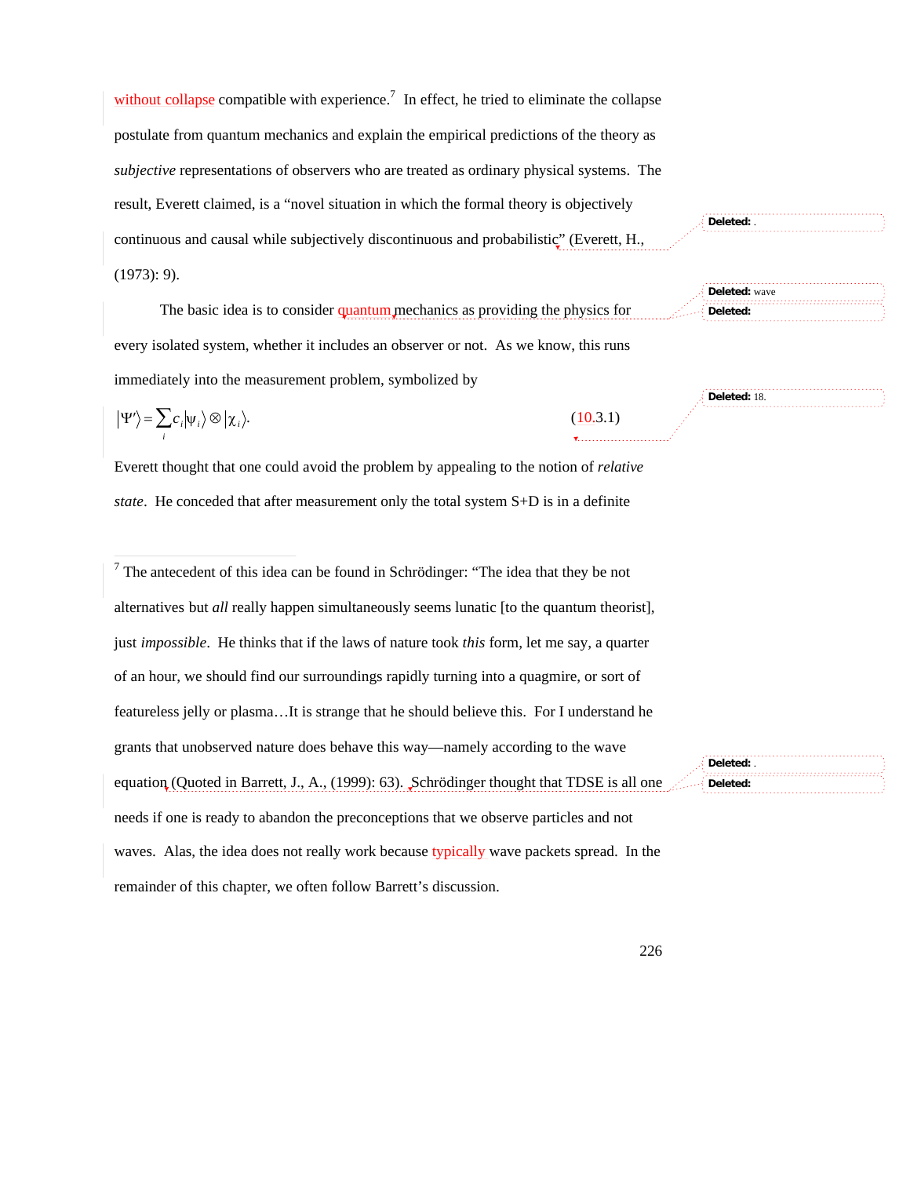without collapse compatible with experience.[7] In effect, he tried to eliminate the collapse postulate from quantum mechanics and explain the empirical predictions of the theory as *subjective* representations of observers who are treated as ordinary physical systems. The result, Everett claimed, is a "novel situation in which the formal theory is objectively continuous and causal while subjectively discontinuous and probabilistic" (Everett, H., (1973): 9).

The basic idea is to consider quantum mechanics as providing the physics for every isolated system, whether it includes an observer or not. As we know, this runs immediately into the measurement problem, symbolized by

$$|\Psi'\rangle = \sum_i c_i |\psi_i\rangle \otimes |\chi_i\rangle. \qquad (10.3.1)$$

Everett thought that one could avoid the problem by appealing to the notion of *relative state*. He conceded that after measurement only the total system S+D is in a definite

---

[7] The antecedent of this idea can be found in Schrödinger: "The idea that they be not alternatives but *all* really happen simultaneously seems lunatic [to the quantum theorist], just *impossible*. He thinks that if the laws of nature took *this* form, let me say, a quarter of an hour, we should find our surroundings rapidly turning into a quagmire, or sort of featureless jelly or plasma…It is strange that he should believe this. For I understand he grants that unobserved nature does behave this way—namely according to the wave equation (Quoted in Barrett, J., A., (1999): 63). Schrödinger thought that TDSE is all one needs if one is ready to abandon the preconceptions that we observe particles and not waves. Alas, the idea does not really work because typically wave packets spread. In the remainder of this chapter, we often follow Barrett's discussion.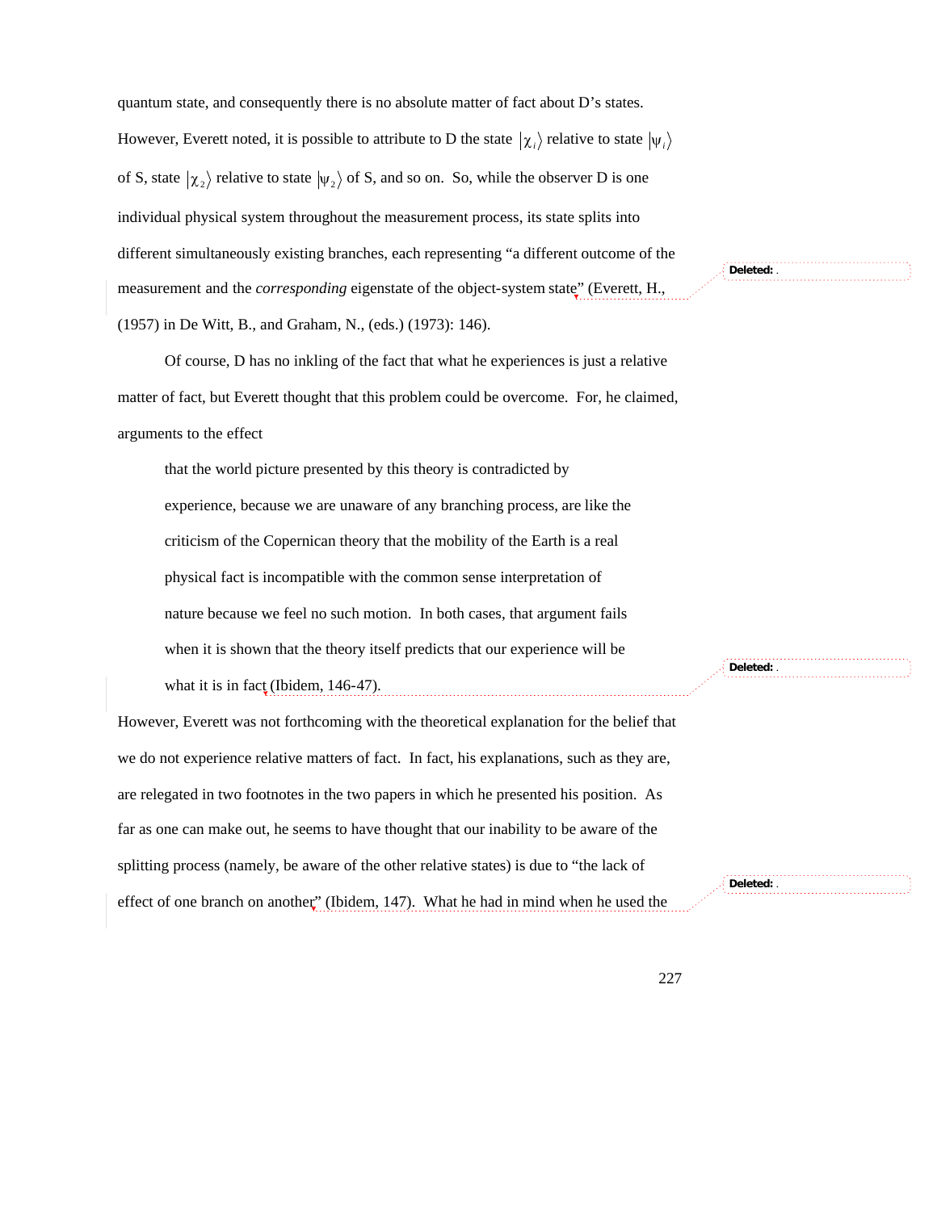quantum state, and consequently there is no absolute matter of fact about D's states. However, Everett noted, it is possible to attribute to D the state $|\chi_i\rangle$ relative to state $|\psi_i\rangle$ of S, state $|\chi_2\rangle$ relative to state $|\psi_2\rangle$ of S, and so on. So, while the observer D is one individual physical system throughout the measurement process, its state splits into different simultaneously existing branches, each representing "a different outcome of the measurement and the *corresponding* eigenstate of the object-system state" (Everett, H., (1957) in De Witt, B., and Graham, N., (eds.) (1973): 146).

Of course, D has no inkling of the fact that what he experiences is just a relative matter of fact, but Everett thought that this problem could be overcome. For, he claimed, arguments to the effect

> that the world picture presented by this theory is contradicted by experience, because we are unaware of any branching process, are like the criticism of the Copernican theory that the mobility of the Earth is a real physical fact is incompatible with the common sense interpretation of nature because we feel no such motion. In both cases, that argument fails when it is shown that the theory itself predicts that our experience will be what it is in fact (Ibidem, 146-47).

However, Everett was not forthcoming with the theoretical explanation for the belief that we do not experience relative matters of fact. In fact, his explanations, such as they are, are relegated in two footnotes in the two papers in which he presented his position. As far as one can make out, he seems to have thought that our inability to be aware of the splitting process (namely, be aware of the other relative states) is due to "the lack of effect of one branch on another" (Ibidem, 147). What he had in mind when he used the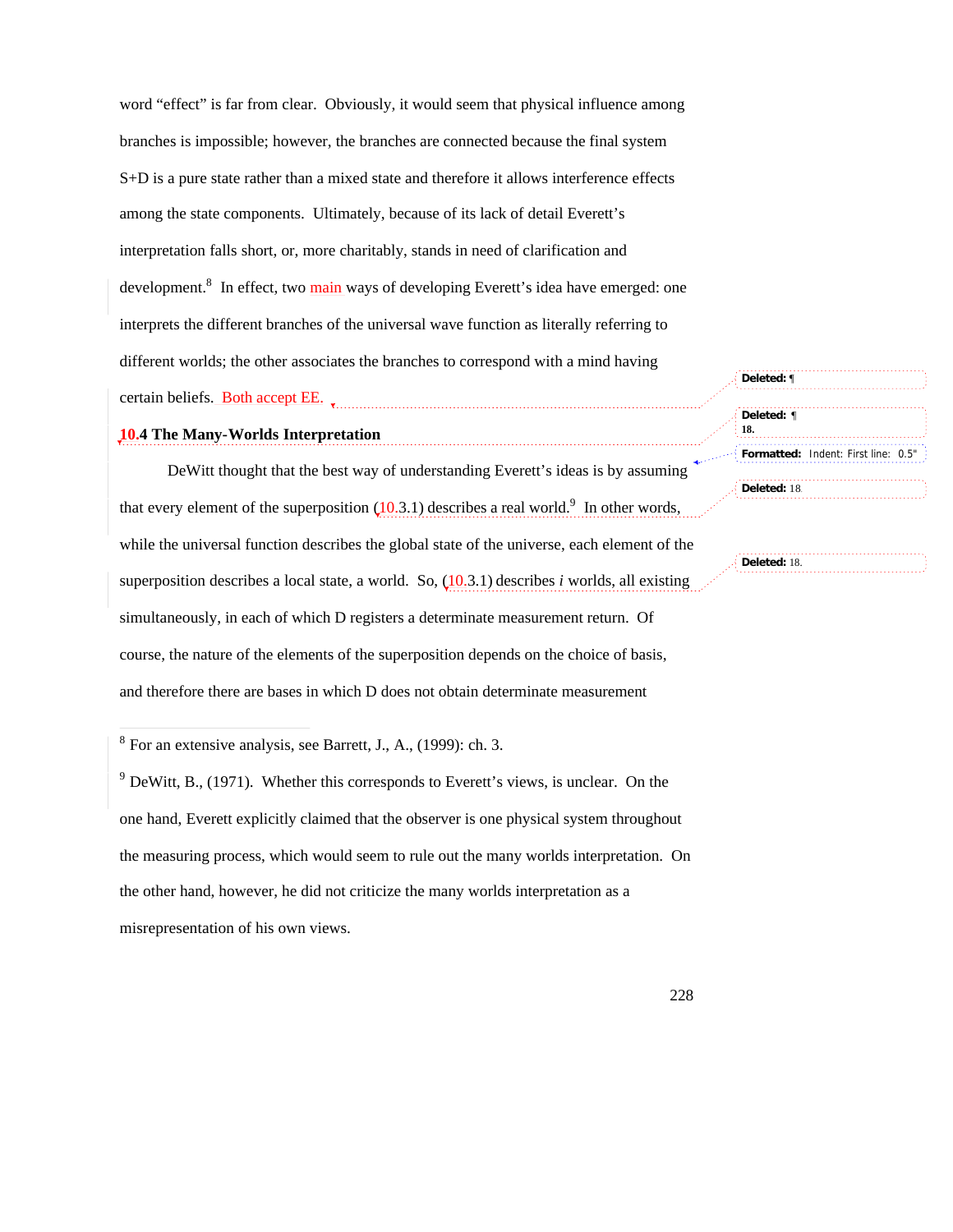word “effect” is far from clear. Obviously, it would seem that physical influence among branches is impossible; however, the branches are connected because the final system S+D is a pure state rather than a mixed state and therefore it allows interference effects among the state components. Ultimately, because of its lack of detail Everett’s interpretation falls short, or, more charitably, stands in need of clarification and development.[8] In effect, two main ways of developing Everett’s idea have emerged: one interprets the different branches of the universal wave function as literally referring to different worlds; the other associates the branches to correspond with a mind having certain beliefs. Both accept EE.

### 10.4 The Many-Worlds Interpretation

DeWitt thought that the best way of understanding Everett’s ideas is by assuming that every element of the superposition (10.3.1) describes a real world.[9] In other words, while the universal function describes the global state of the universe, each element of the superposition describes a local state, a world. So, (10.3.1) describes *i* worlds, all existing simultaneously, in each of which D registers a determinate measurement return. Of course, the nature of the elements of the superposition depends on the choice of basis, and therefore there are bases in which D does not obtain determinate measurement

---

[8] For an extensive analysis, see Barrett, J., A., (1999): ch. 3.

[9] DeWitt, B., (1971). Whether this corresponds to Everett’s views, is unclear. On the one hand, Everett explicitly claimed that the observer is one physical system throughout the measuring process, which would seem to rule out the many worlds interpretation. On the other hand, however, he did not criticize the many worlds interpretation as a misrepresentation of his own views.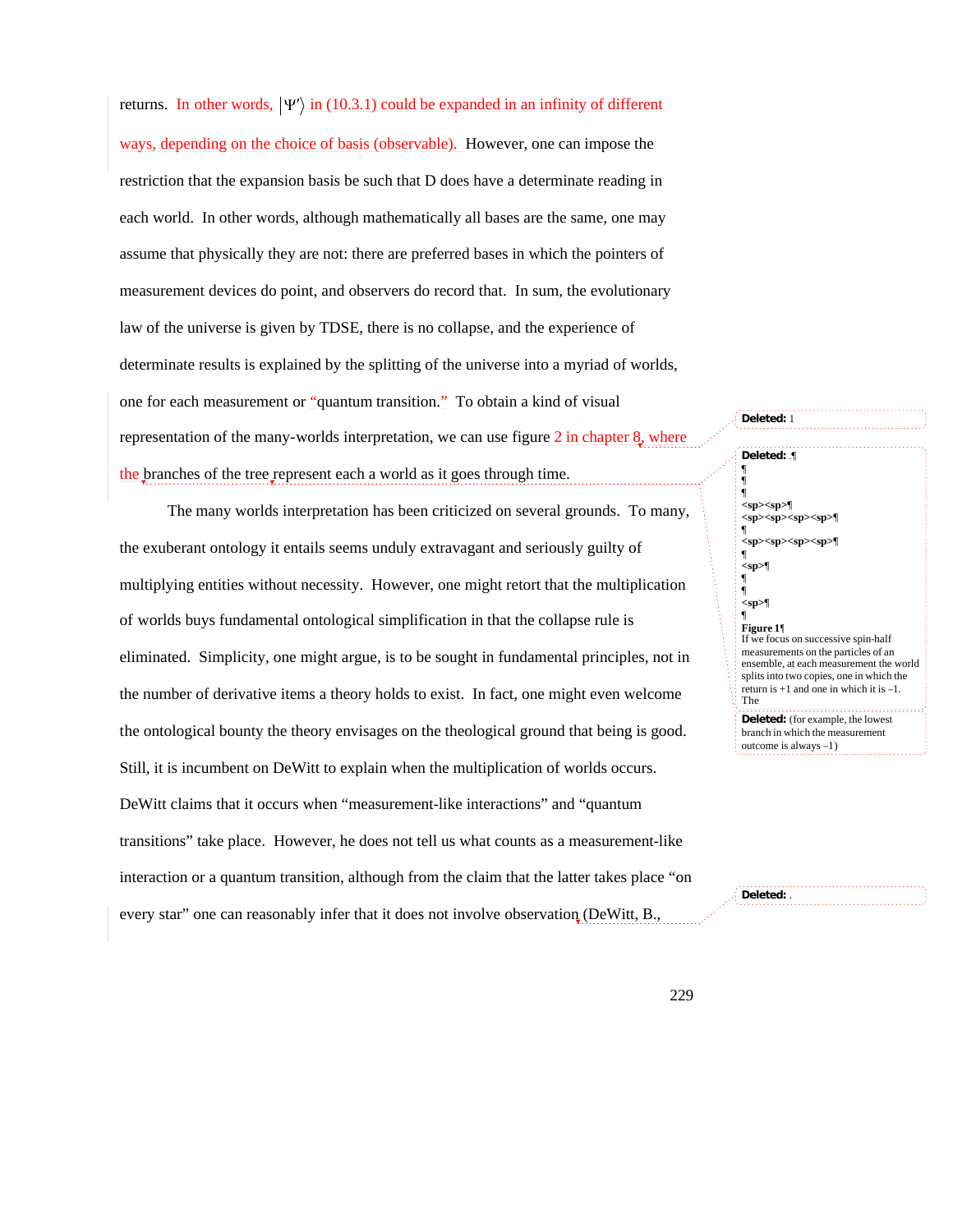returns. In other words, $|\Psi'\rangle$ in (10.3.1) could be expanded in an infinity of different ways, depending on the choice of basis (observable). However, one can impose the restriction that the expansion basis be such that D does have a determinate reading in each world. In other words, although mathematically all bases are the same, one may assume that physically they are not: there are preferred bases in which the pointers of measurement devices do point, and observers do record that. In sum, the evolutionary law of the universe is given by TDSE, there is no collapse, and the experience of determinate results is explained by the splitting of the universe into a myriad of worlds, one for each measurement or "quantum transition." To obtain a kind of visual representation of the many-worlds interpretation, we can use figure 2 in chapter 8, where the branches of the tree represent each a world as it goes through time.

The many worlds interpretation has been criticized on several grounds. To many, the exuberant ontology it entails seems unduly extravagant and seriously guilty of multiplying entities without necessity. However, one might retort that the multiplication of worlds buys fundamental ontological simplification in that the collapse rule is eliminated. Simplicity, one might argue, is to be sought in fundamental principles, not in the number of derivative items a theory holds to exist. In fact, one might even welcome the ontological bounty the theory envisages on the theological ground that being is good. Still, it is incumbent on DeWitt to explain when the multiplication of worlds occurs. DeWitt claims that it occurs when "measurement-like interactions" and "quantum transitions" take place. However, he does not tell us what counts as a measurement-like interaction or a quantum transition, although from the claim that the latter takes place "on every star" one can reasonably infer that it does not involve observation (DeWitt, B.,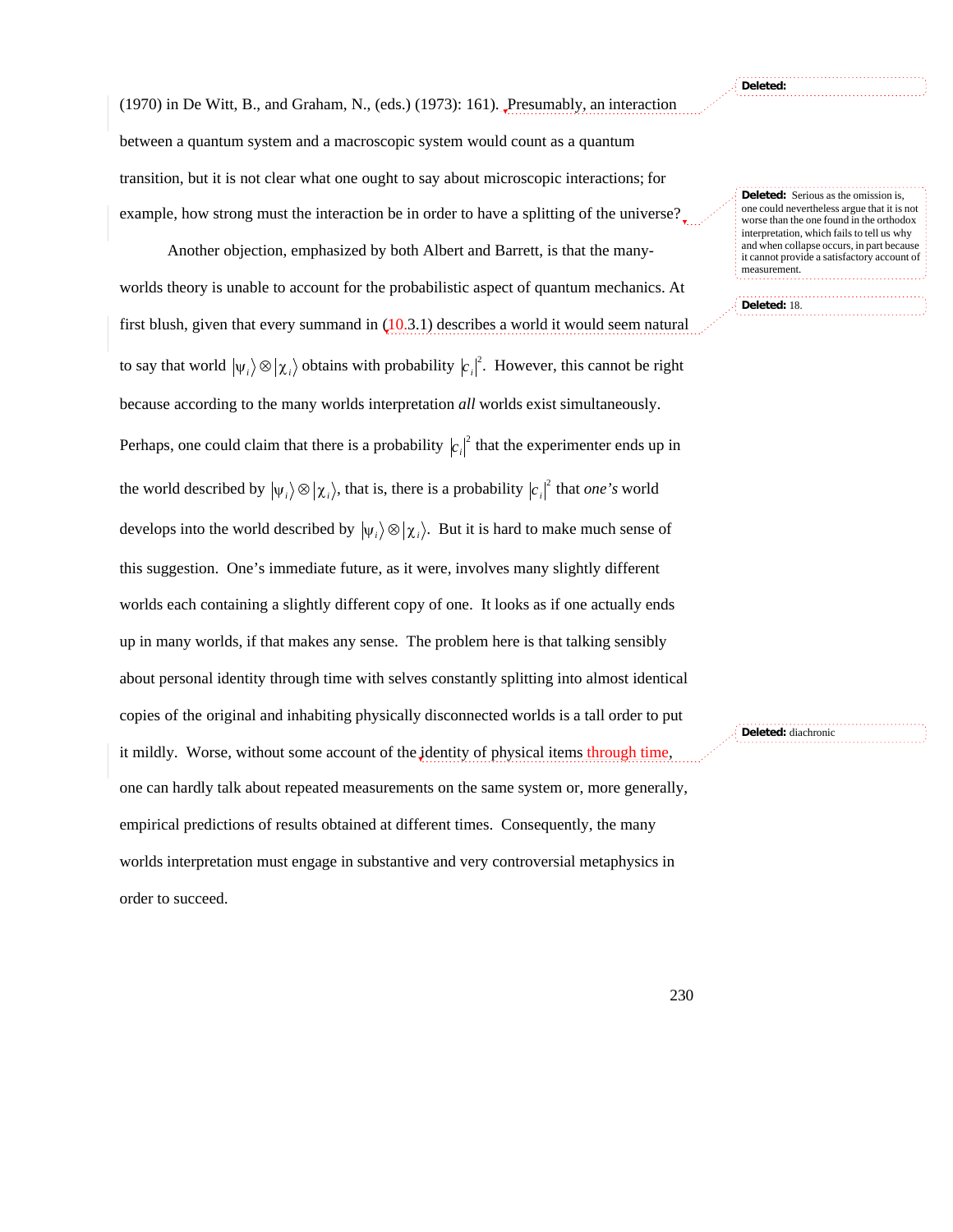(1970) in De Witt, B., and Graham, N., (eds.) (1973): 161). Presumably, an interaction between a quantum system and a macroscopic system would count as a quantum transition, but it is not clear what one ought to say about microscopic interactions; for example, how strong must the interaction be in order to have a splitting of the universe?

Another objection, emphasized by both Albert and Barrett, is that the many-worlds theory is unable to account for the probabilistic aspect of quantum mechanics. At first blush, given that every summand in (10.3.1) describes a world it would seem natural to say that world $|\psi_i\rangle \otimes |\chi_i\rangle$ obtains with probability $|c_i|^2$. However, this cannot be right because according to the many worlds interpretation *all* worlds exist simultaneously. Perhaps, one could claim that there is a probability $|c_i|^2$ that the experimenter ends up in the world described by $|\psi_i\rangle \otimes |\chi_i\rangle$, that is, there is a probability $|c_i|^2$ that *one's* world develops into the world described by $|\psi_i\rangle \otimes |\chi_i\rangle$. But it is hard to make much sense of this suggestion. One's immediate future, as it were, involves many slightly different worlds each containing a slightly different copy of one. It looks as if one actually ends up in many worlds, if that makes any sense. The problem here is that talking sensibly about personal identity through time with selves constantly splitting into almost identical copies of the original and inhabiting physically disconnected worlds is a tall order to put it mildly. Worse, without some account of the identity of physical items through time, one can hardly talk about repeated measurements on the same system or, more generally, empirical predictions of results obtained at different times. Consequently, the many worlds interpretation must engage in substantive and very controversial metaphysics in order to succeed.

**Deleted:**

**Deleted:** Serious as the omission is, one could nevertheless argue that it is not worse than the one found in the orthodox interpretation, which fails to tell us why and when collapse occurs, in part because it cannot provide a satisfactory account of measurement.

**Deleted:** 18.

**Deleted:** diachronic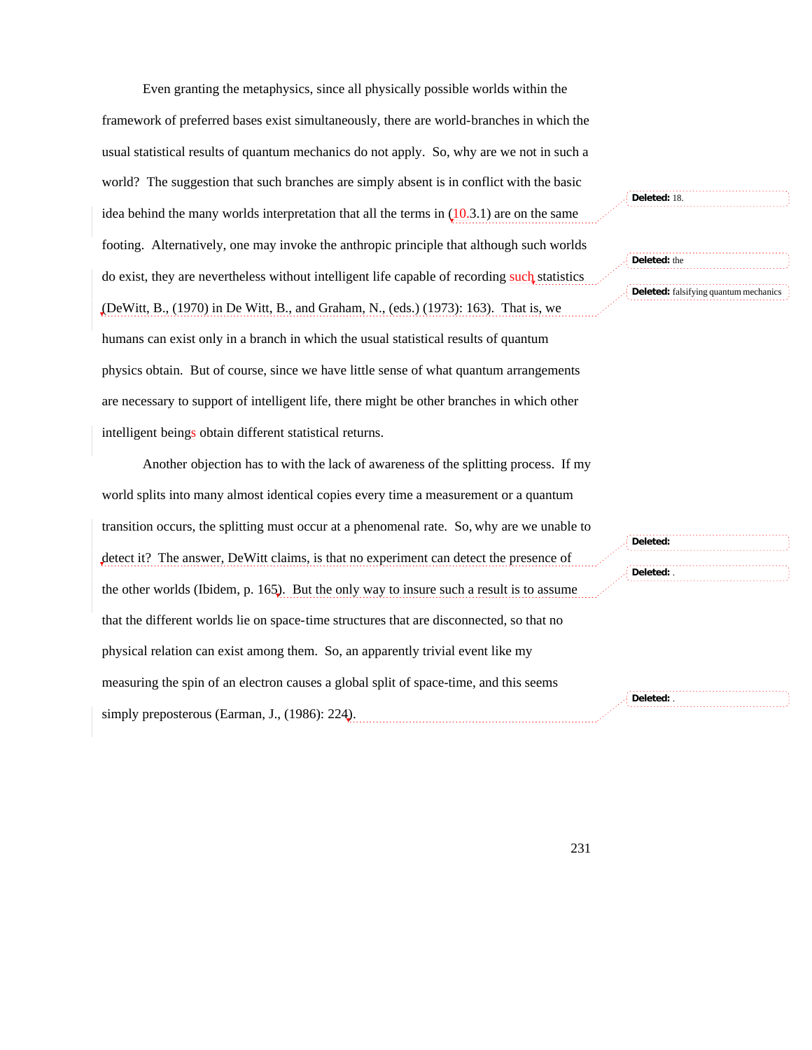Even granting the metaphysics, since all physically possible worlds within the framework of preferred bases exist simultaneously, there are world-branches in which the usual statistical results of quantum mechanics do not apply. So, why are we not in such a world? The suggestion that such branches are simply absent is in conflict with the basic idea behind the many worlds interpretation that all the terms in (10.3.1) are on the same footing. Alternatively, one may invoke the anthropic principle that although such worlds do exist, they are nevertheless without intelligent life capable of recording such statistics (DeWitt, B., (1970) in De Witt, B., and Graham, N., (eds.) (1973): 163). That is, we humans can exist only in a branch in which the usual statistical results of quantum physics obtain. But of course, since we have little sense of what quantum arrangements are necessary to support of intelligent life, there might be other branches in which other intelligent beings obtain different statistical returns.

Another objection has to with the lack of awareness of the splitting process. If my world splits into many almost identical copies every time a measurement or a quantum transition occurs, the splitting must occur at a phenomenal rate. So, why are we unable to detect it? The answer, DeWitt claims, is that no experiment can detect the presence of the other worlds (Ibidem, p. 165). But the only way to insure such a result is to assume that the different worlds lie on space-time structures that are disconnected, so that no physical relation can exist among them. So, an apparently trivial event like my measuring the spin of an electron causes a global split of space-time, and this seems simply preposterous (Earman, J., (1986): 224).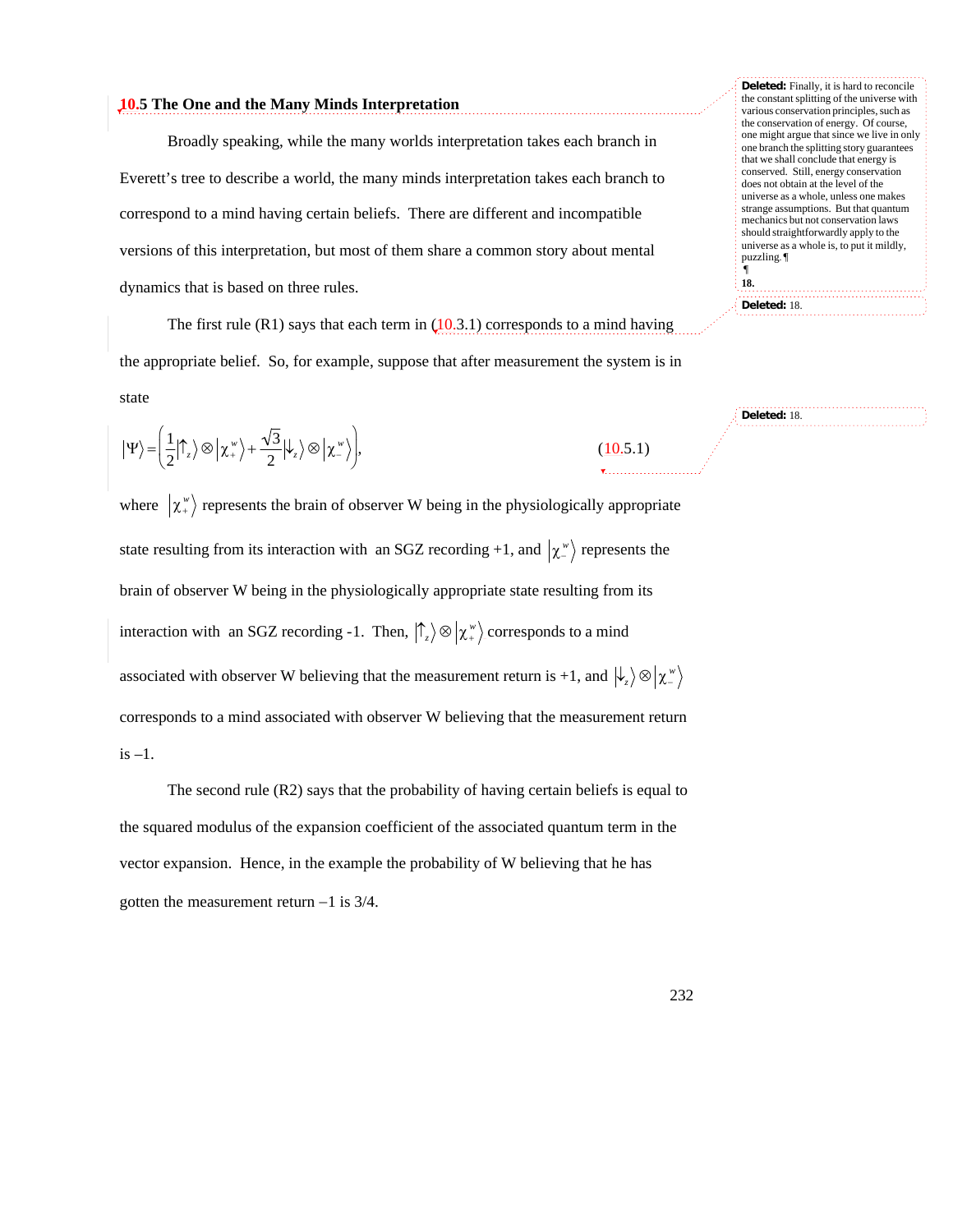## 10.5 The One and the Many Minds Interpretation

Broadly speaking, while the many worlds interpretation takes each branch in Everett's tree to describe a world, the many minds interpretation takes each branch to correspond to a mind having certain beliefs. There are different and incompatible versions of this interpretation, but most of them share a common story about mental dynamics that is based on three rules.

The first rule (R1) says that each term in (10.3.1) corresponds to a mind having the appropriate belief. So, for example, suppose that after measurement the system is in state

$$|\Psi\rangle = \left(\frac{1}{2}|\uparrow_z\rangle \otimes |\chi_+^w\rangle + \frac{\sqrt{3}}{2}|\downarrow_z\rangle \otimes |\chi_-^w\rangle\right), \qquad (10.5.1)$$

where $|\chi_+^w\rangle$ represents the brain of observer W being in the physiologically appropriate state resulting from its interaction with an SGZ recording +1, and $|\chi_-^w\rangle$ represents the brain of observer W being in the physiologically appropriate state resulting from its interaction with an SGZ recording -1. Then, $|\uparrow_z\rangle \otimes |\chi_+^w\rangle$ corresponds to a mind associated with observer W believing that the measurement return is +1, and $|\downarrow_z\rangle \otimes |\chi_-^w\rangle$ corresponds to a mind associated with observer W believing that the measurement return is –1.

The second rule (R2) says that the probability of having certain beliefs is equal to the squared modulus of the expansion coefficient of the associated quantum term in the vector expansion. Hence, in the example the probability of W believing that he has gotten the measurement return –1 is 3/4.

**Deleted:** Finally, it is hard to reconcile the constant splitting of the universe with various conservation principles, such as the conservation of energy. Of course, one might argue that since we live in only one branch the splitting story guarantees that we shall conclude that energy is conserved. Still, energy conservation does not obtain at the level of the universe as a whole, unless one makes strange assumptions. But that quantum mechanics but not conservation laws should straightforwardly apply to the universe as a whole is, to put it mildly, puzzling.¶
¶
**18.**

**Deleted:** 18.

**Deleted:** 18.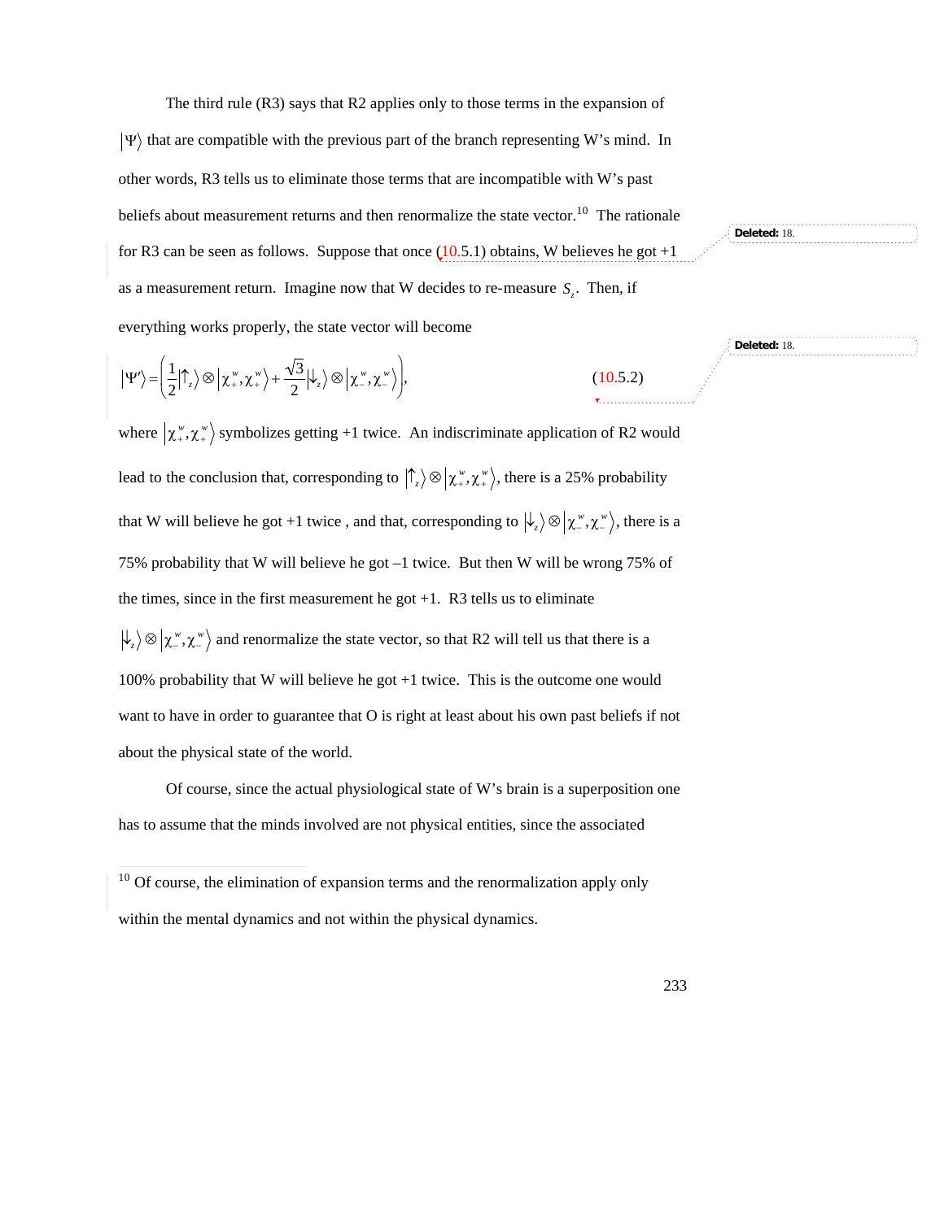The third rule (R3) says that R2 applies only to those terms in the expansion of $|\Psi\rangle$ that are compatible with the previous part of the branch representing W's mind. In other words, R3 tells us to eliminate those terms that are incompatible with W's past beliefs about measurement returns and then renormalize the state vector.[10] The rationale for R3 can be seen as follows. Suppose that once (10.5.1) obtains, W believes he got +1 as a measurement return. Imagine now that W decides to re-measure $S_z$. Then, if everything works properly, the state vector will become

$$|\Psi'\rangle = \left(\frac{1}{2}|\uparrow_z\rangle \otimes |\chi_+^w, \chi_+^w\rangle + \frac{\sqrt{3}}{2}|\downarrow_z\rangle \otimes |\chi_-^w, \chi_-^w\rangle\right), \qquad (10.5.2)$$

where $|\chi_+^w, \chi_+^w\rangle$ symbolizes getting +1 twice. An indiscriminate application of R2 would lead to the conclusion that, corresponding to $|\uparrow_z\rangle \otimes |\chi_+^w, \chi_+^w\rangle$, there is a 25% probability that W will believe he got +1 twice , and that, corresponding to $|\downarrow_z\rangle \otimes |\chi_-^w, \chi_-^w\rangle$, there is a 75% probability that W will believe he got –1 twice. But then W will be wrong 75% of the times, since in the first measurement he got +1. R3 tells us to eliminate $|\downarrow_z\rangle \otimes |\chi_-^w, \chi_-^w\rangle$ and renormalize the state vector, so that R2 will tell us that there is a 100% probability that W will believe he got +1 twice. This is the outcome one would want to have in order to guarantee that O is right at least about his own past beliefs if not about the physical state of the world.

Of course, since the actual physiological state of W's brain is a superposition one has to assume that the minds involved are not physical entities, since the associated

---

[10] Of course, the elimination of expansion terms and the renormalization apply only within the mental dynamics and not within the physical dynamics.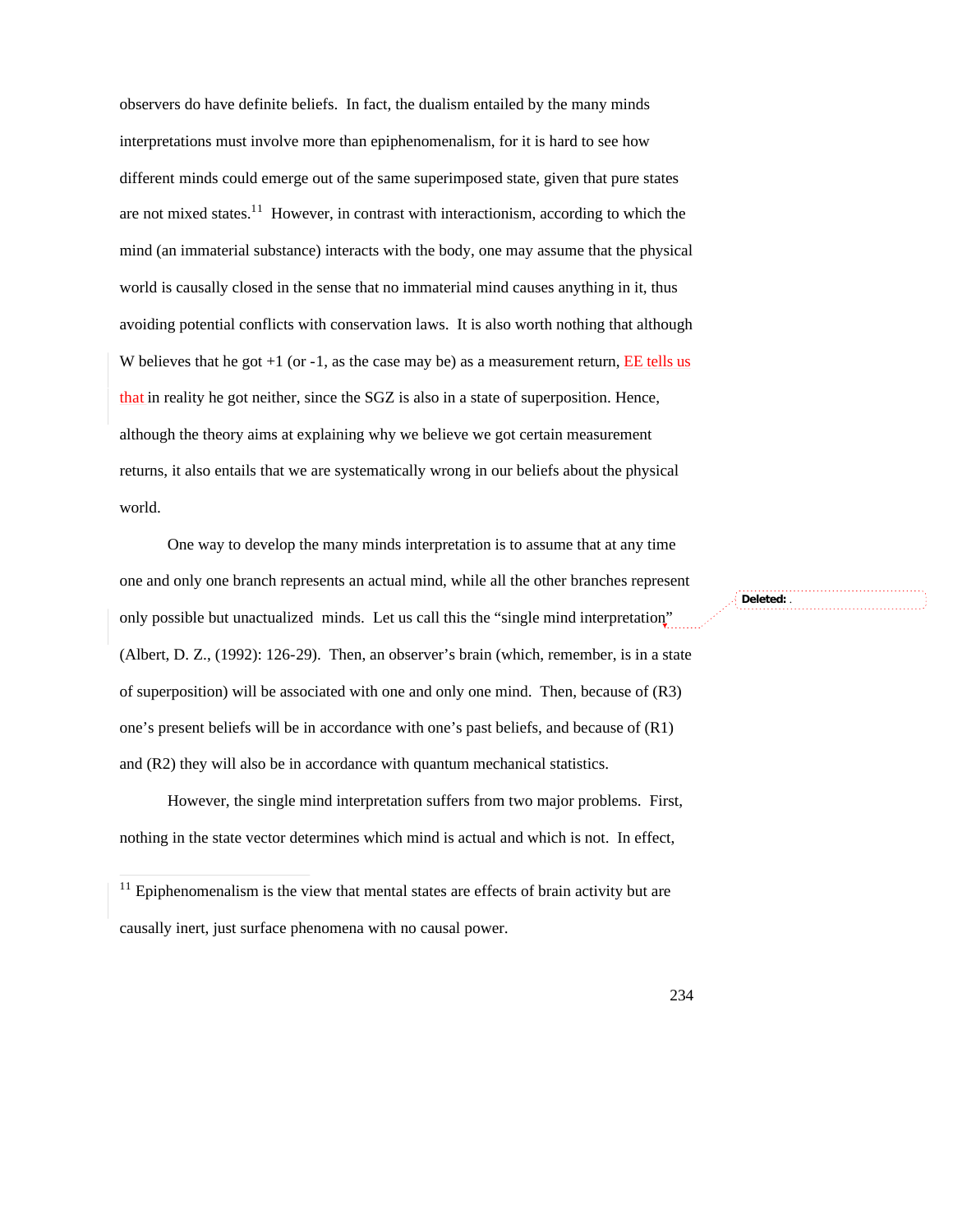observers do have definite beliefs. In fact, the dualism entailed by the many minds interpretations must involve more than epiphenomenalism, for it is hard to see how different minds could emerge out of the same superimposed state, given that pure states are not mixed states.[11] However, in contrast with interactionism, according to which the mind (an immaterial substance) interacts with the body, one may assume that the physical world is causally closed in the sense that no immaterial mind causes anything in it, thus avoiding potential conflicts with conservation laws. It is also worth nothing that although W believes that he got +1 (or -1, as the case may be) as a measurement return, EE tells us that in reality he got neither, since the SGZ is also in a state of superposition. Hence, although the theory aims at explaining why we believe we got certain measurement returns, it also entails that we are systematically wrong in our beliefs about the physical world.

One way to develop the many minds interpretation is to assume that at any time one and only one branch represents an actual mind, while all the other branches represent only possible but unactualized minds. Let us call this the "single mind interpretation" (Albert, D. Z., (1992): 126-29). Then, an observer's brain (which, remember, is in a state of superposition) will be associated with one and only one mind. Then, because of (R3) one's present beliefs will be in accordance with one's past beliefs, and because of (R1) and (R2) they will also be in accordance with quantum mechanical statistics.

However, the single mind interpretation suffers from two major problems. First, nothing in the state vector determines which mind is actual and which is not. In effect,

[11] Epiphenomenalism is the view that mental states are effects of brain activity but are causally inert, just surface phenomena with no causal power.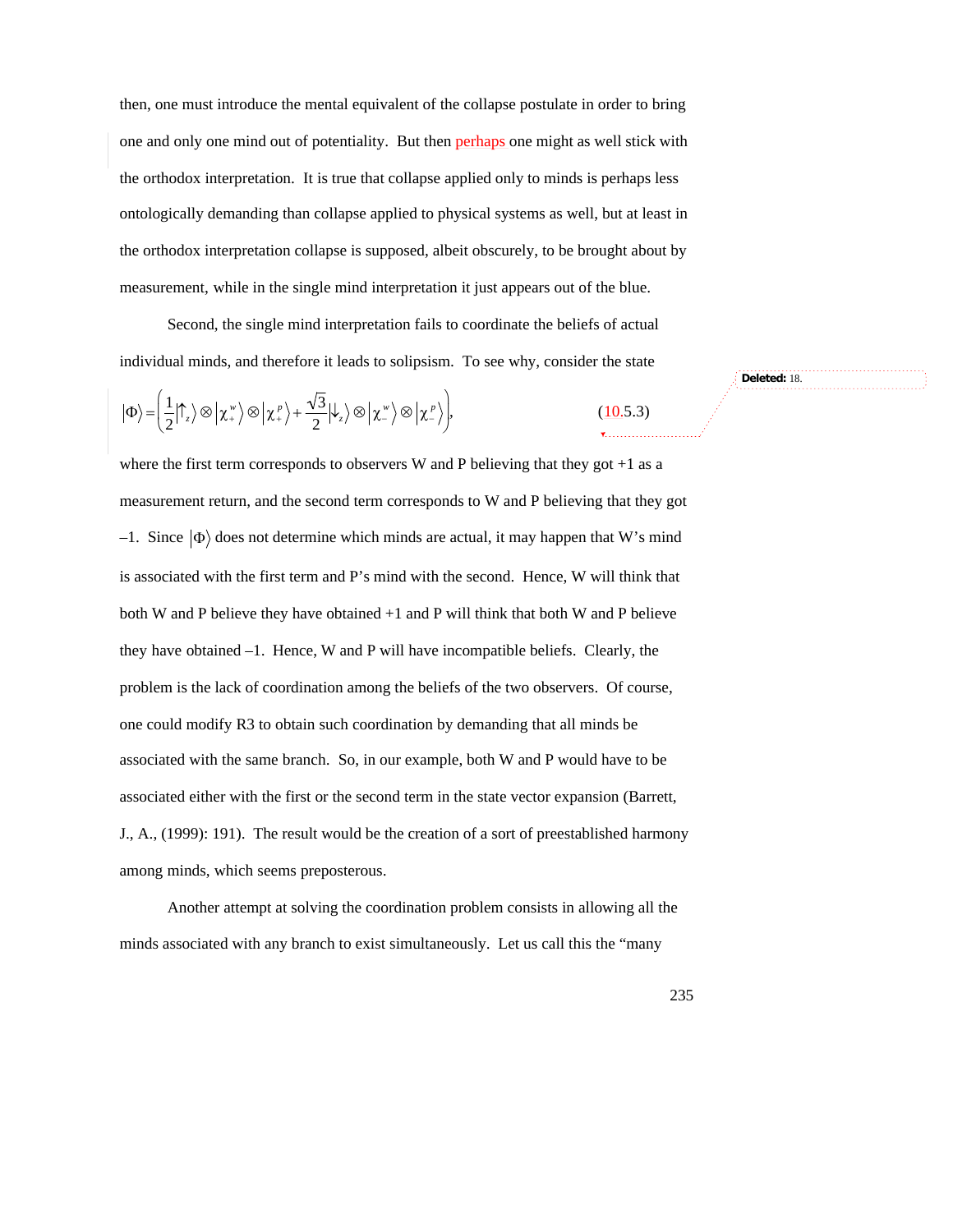then, one must introduce the mental equivalent of the collapse postulate in order to bring one and only one mind out of potentiality. But then perhaps one might as well stick with the orthodox interpretation. It is true that collapse applied only to minds is perhaps less ontologically demanding than collapse applied to physical systems as well, but at least in the orthodox interpretation collapse is supposed, albeit obscurely, to be brought about by measurement, while in the single mind interpretation it just appears out of the blue.

Second, the single mind interpretation fails to coordinate the beliefs of actual individual minds, and therefore it leads to solipsism. To see why, consider the state

$$|\Phi\rangle = \left(\frac{1}{2}|\uparrow_z\rangle \otimes |\chi_+^w\rangle \otimes |\chi_+^p\rangle + \frac{\sqrt{3}}{2}|\downarrow_z\rangle \otimes |\chi_-^w\rangle \otimes |\chi_-^p\rangle\right), \tag{10.5.3}$$

where the first term corresponds to observers W and P believing that they got +1 as a measurement return, and the second term corresponds to W and P believing that they got –1. Since $|\Phi\rangle$ does not determine which minds are actual, it may happen that W's mind is associated with the first term and P's mind with the second. Hence, W will think that both W and P believe they have obtained +1 and P will think that both W and P believe they have obtained –1. Hence, W and P will have incompatible beliefs. Clearly, the problem is the lack of coordination among the beliefs of the two observers. Of course, one could modify R3 to obtain such coordination by demanding that all minds be associated with the same branch. So, in our example, both W and P would have to be associated either with the first or the second term in the state vector expansion (Barrett, J., A., (1999): 191). The result would be the creation of a sort of preestablished harmony among minds, which seems preposterous.

Another attempt at solving the coordination problem consists in allowing all the minds associated with any branch to exist simultaneously. Let us call this the "many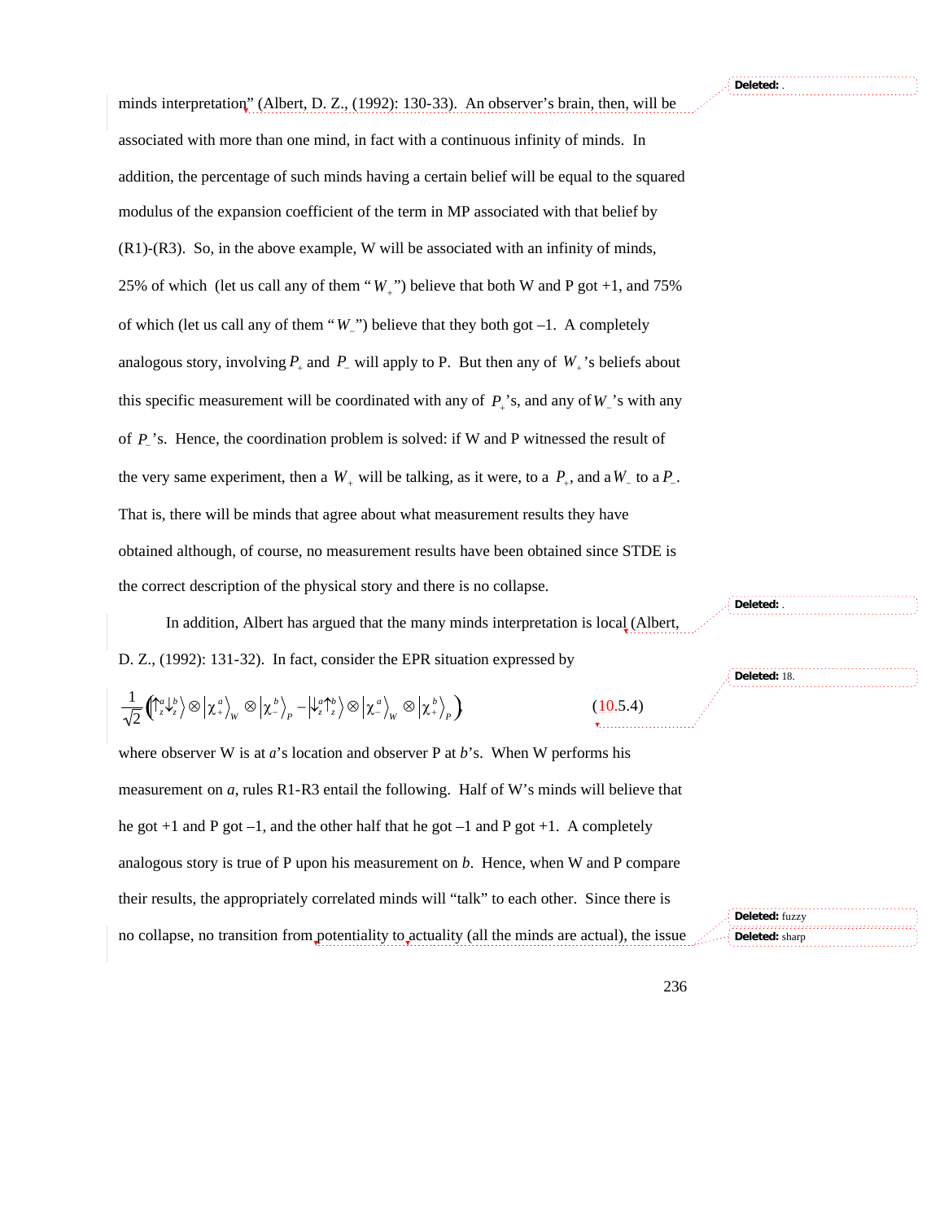minds interpretation" (Albert, D. Z., (1992): 130-33). An observer's brain, then, will be associated with more than one mind, in fact with a continuous infinity of minds. In addition, the percentage of such minds having a certain belief will be equal to the squared modulus of the expansion coefficient of the term in MP associated with that belief by (R1)-(R3). So, in the above example, W will be associated with an infinity of minds, 25% of which (let us call any of them "$W_+$") believe that both W and P got +1, and 75% of which (let us call any of them "$W_-$") believe that they both got –1. A completely analogous story, involving $P_+$ and $P_-$ will apply to P. But then any of $W_+$'s beliefs about this specific measurement will be coordinated with any of $P_+$'s, and any of $W_-$'s with any of $P_-$'s. Hence, the coordination problem is solved: if W and P witnessed the result of the very same experiment, then a $W_+$ will be talking, as it were, to a $P_+$, and a $W_-$ to a $P_-$. That is, there will be minds that agree about what measurement results they have obtained although, of course, no measurement results have been obtained since STDE is the correct description of the physical story and there is no collapse.

In addition, Albert has argued that the many minds interpretation is local (Albert, D. Z., (1992): 131-32). In fact, consider the EPR situation expressed by

$$\frac{1}{\sqrt{2}}\left(\left|\uparrow_z^a\downarrow_z^b\right\rangle \otimes \left|\chi_+^a\right\rangle_W \otimes \left|\chi_-^b\right\rangle_P - \left|\downarrow_z^a\uparrow_z^b\right\rangle \otimes \left|\chi_-^a\right\rangle_W \otimes \left|\chi_+^b\right\rangle_P\right) \qquad (10.5.4)$$

where observer W is at $a$'s location and observer P at $b$'s. When W performs his measurement on $a$, rules R1-R3 entail the following. Half of W's minds will believe that he got +1 and P got –1, and the other half that he got –1 and P got +1. A completely analogous story is true of P upon his measurement on $b$. Hence, when W and P compare their results, the appropriately correlated minds will "talk" to each other. Since there is no collapse, no transition from potentiality to actuality (all the minds are actual), the issue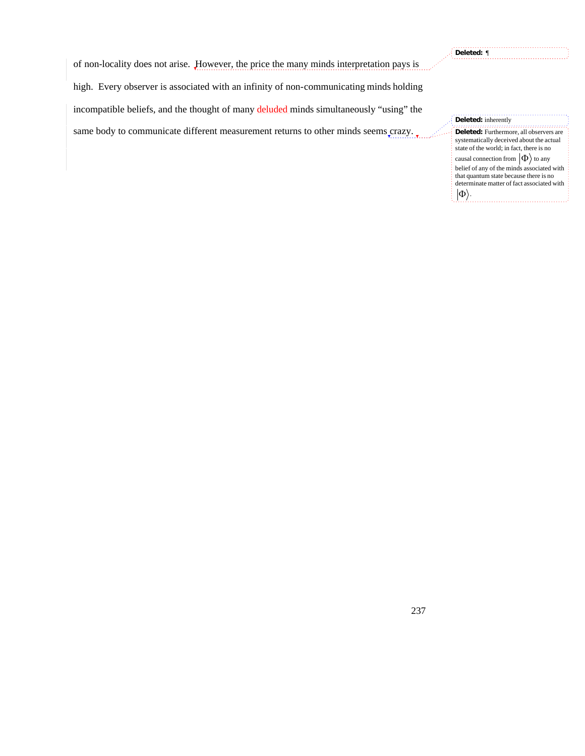of non-locality does not arise. However, the price the many minds interpretation pays is high. Every observer is associated with an infinity of non-communicating minds holding incompatible beliefs, and the thought of many deluded minds simultaneously "using" the same body to communicate different measurement returns to other minds seems crazy.

**Deleted:** ¶

**Deleted:** inherently

**Deleted:** Furthermore, all observers are systematically deceived about the actual state of the world; in fact, there is no causal connection from $|\Phi\rangle$ to any belief of any of the minds associated with that quantum state because there is no determinate matter of fact associated with $|\Phi\rangle$.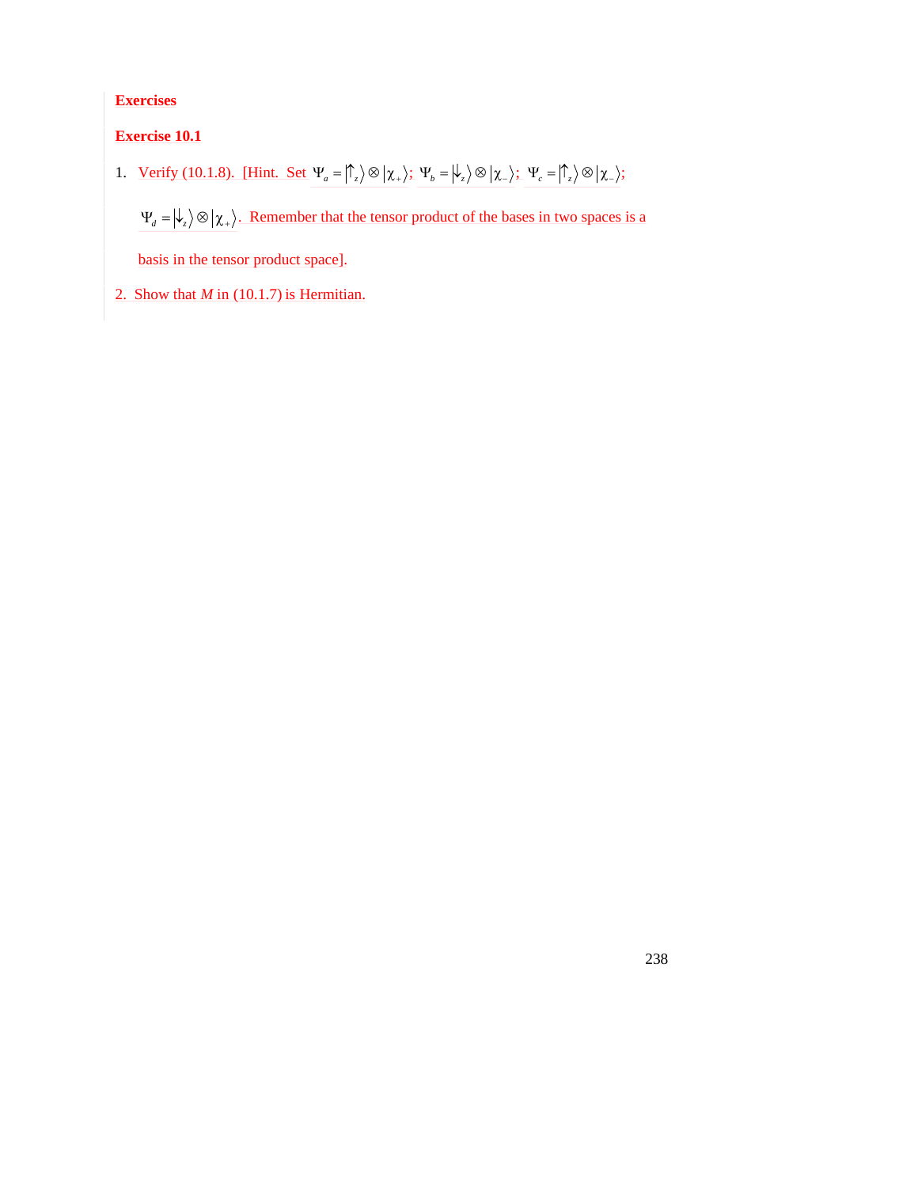## Exercises

### Exercise 10.1

1. Verify (10.1.8). [Hint. Set $\Psi_a = |\uparrow_z\rangle \otimes |\chi_+\rangle$; $\Psi_b = |\downarrow_z\rangle \otimes |\chi_-\rangle$; $\Psi_c = |\uparrow_z\rangle \otimes |\chi_-\rangle$; $\Psi_d = |\downarrow_z\rangle \otimes |\chi_+\rangle$. Remember that the tensor product of the bases in two spaces is a basis in the tensor product space].

2. Show that $M$ in (10.1.7) is Hermitian.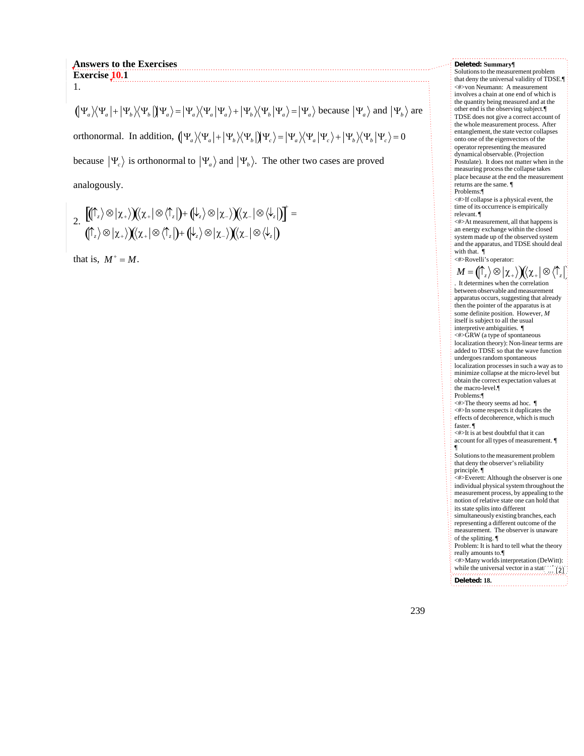## Answers to the Exercises

### Exercise 10.1

1.

$\left(|\Psi_a\rangle\langle\Psi_a| + |\Psi_b\rangle\langle\Psi_b|\right)|\Psi_a\rangle = |\Psi_a\rangle\langle\Psi_a|\Psi_a\rangle + |\Psi_b\rangle\langle\Psi_b|\Psi_a\rangle = |\Psi_a\rangle$ because $|\Psi_a\rangle$ and $|\Psi_b\rangle$ are orthonormal. In addition, $\left(|\Psi_a\rangle\langle\Psi_a| + |\Psi_b\rangle\langle\Psi_b|\right)|\Psi_c\rangle = |\Psi_a\rangle\langle\Psi_a|\Psi_c\rangle + |\Psi_b\rangle\langle\Psi_b|\Psi_c\rangle = 0$ because $|\Psi_c\rangle$ is orthonormal to $|\Psi_a\rangle$ and $|\Psi_b\rangle$. The other two cases are proved analogously.

2.

$$\left[\left(|\uparrow_z\rangle \otimes |\chi_+\rangle\right)\left(\langle\chi_+| \otimes \langle\uparrow_z|\right) + \left(|\downarrow_z\rangle \otimes |\chi_-\rangle\right)\left(\langle\chi_-| \otimes \langle\downarrow_z|\right)\right]^+ =$$
$$\left(|\uparrow_z\rangle \otimes |\chi_+\rangle\right)\left(\langle\chi_+| \otimes \langle\uparrow_z|\right) + \left(|\downarrow_z\rangle \otimes |\chi_-\rangle\right)\left(\langle\chi_-| \otimes \langle\downarrow_z|\right)$$

that is, $M^+ = M$.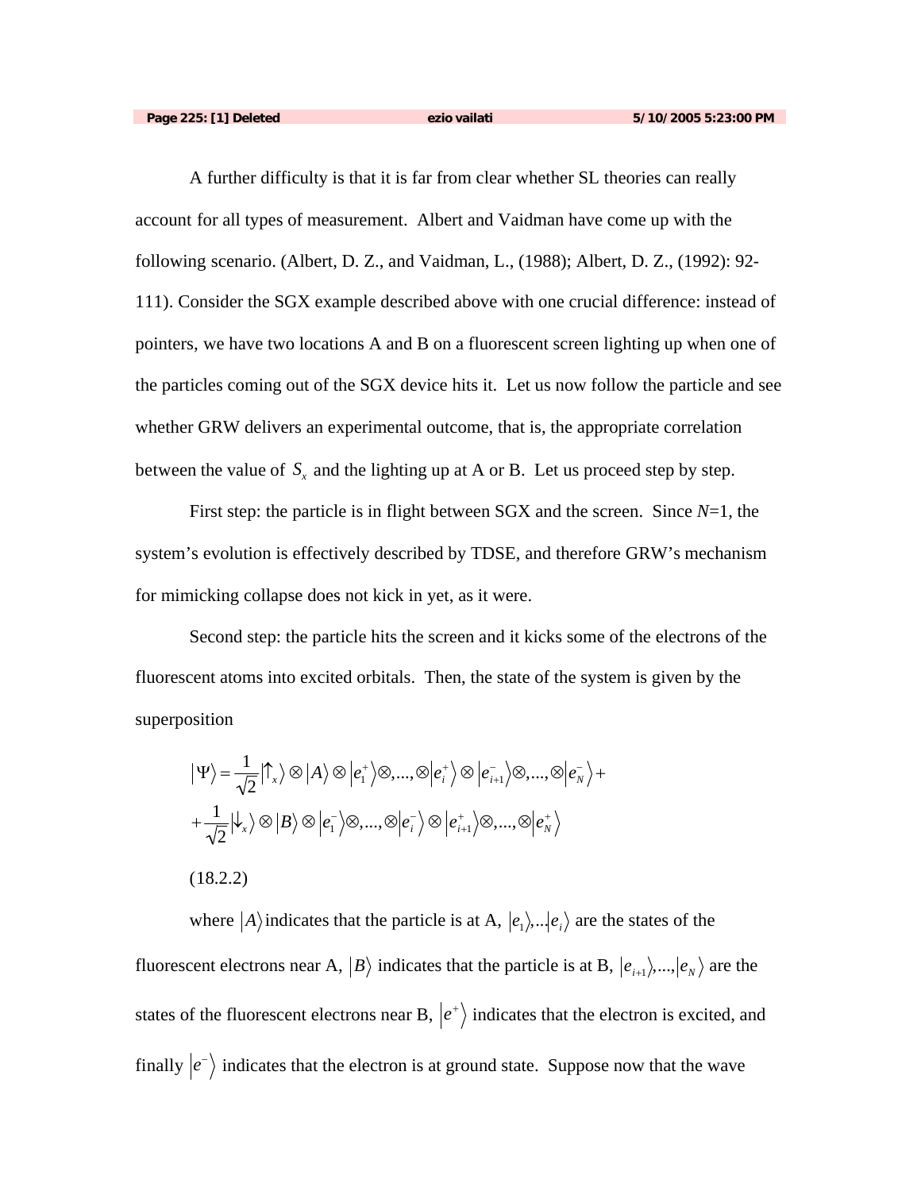Page 225: [1] Deleted ezio vailati 5/10/2005 5:23:00 PM

A further difficulty is that it is far from clear whether SL theories can really account for all types of measurement. Albert and Vaidman have come up with the following scenario. (Albert, D. Z., and Vaidman, L., (1988); Albert, D. Z., (1992): 92-111). Consider the SGX example described above with one crucial difference: instead of pointers, we have two locations A and B on a fluorescent screen lighting up when one of the particles coming out of the SGX device hits it. Let us now follow the particle and see whether GRW delivers an experimental outcome, that is, the appropriate correlation between the value of $S_x$ and the lighting up at A or B. Let us proceed step by step.

First step: the particle is in flight between SGX and the screen. Since *N*=1, the system's evolution is effectively described by TDSE, and therefore GRW's mechanism for mimicking collapse does not kick in yet, as it were.

Second step: the particle hits the screen and it kicks some of the electrons of the fluorescent atoms into excited orbitals. Then, the state of the system is given by the superposition

$$
\begin{aligned}
|\Psi\rangle = \frac{1}{\sqrt{2}}|\uparrow_x\rangle \otimes |A\rangle \otimes |e_1^+\rangle \otimes, ..., \otimes |e_i^+\rangle \otimes |e_{i+1}^-\rangle \otimes, ..., \otimes |e_N^-\rangle + \\
+ \frac{1}{\sqrt{2}}|\downarrow_x\rangle \otimes |B\rangle \otimes |e_1^-\rangle \otimes, ..., \otimes |e_i^-\rangle \otimes |e_{i+1}^+\rangle \otimes, ..., \otimes |e_N^+\rangle
\end{aligned}
$$

(18.2.2)

where $|A\rangle$ indicates that the particle is at A, $|e_1\rangle, ...|e_i\rangle$ are the states of the fluorescent electrons near A, $|B\rangle$ indicates that the particle is at B, $|e_{i+1}\rangle, ..., |e_N\rangle$ are the states of the fluorescent electrons near B, $|e^+\rangle$ indicates that the electron is excited, and finally $|e^-\rangle$ indicates that the electron is at ground state. Suppose now that the wave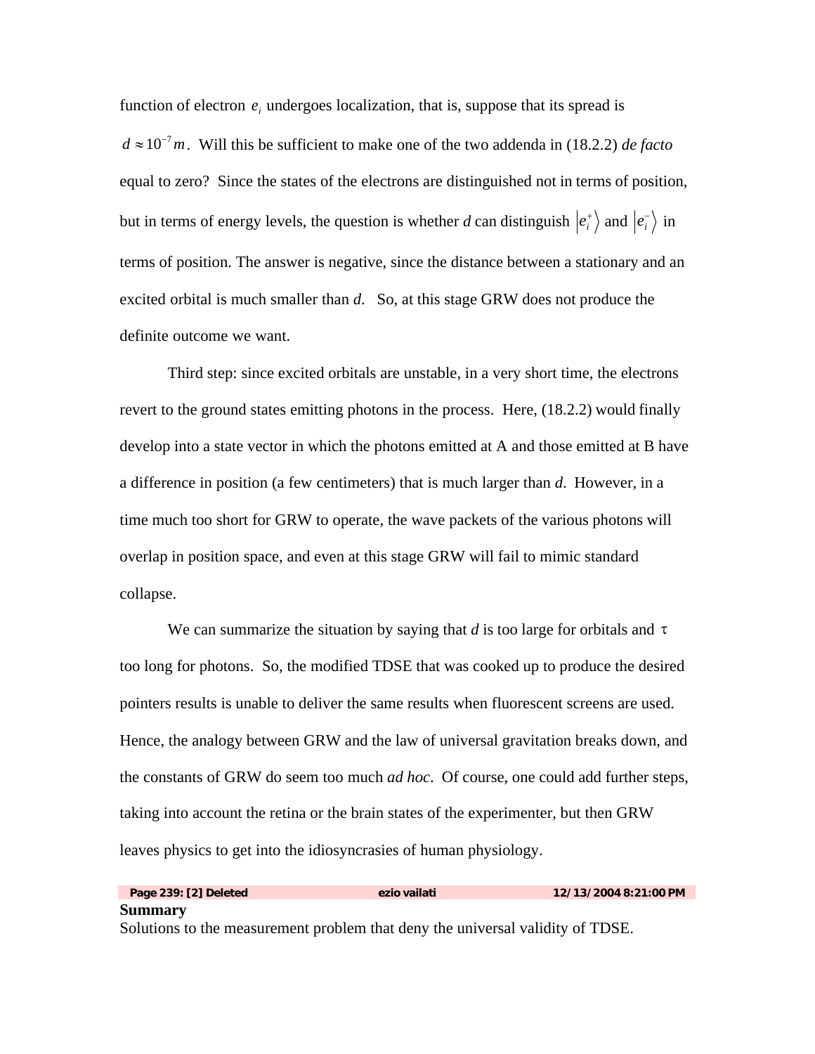function of electron $e_i$ undergoes localization, that is, suppose that its spread is $d \approx 10^{-7}m$. Will this be sufficient to make one of the two addenda in (18.2.2) *de facto* equal to zero? Since the states of the electrons are distinguished not in terms of position, but in terms of energy levels, the question is whether *d* can distinguish $|e_i^+\rangle$ and $|e_i^-\rangle$ in terms of position. The answer is negative, since the distance between a stationary and an excited orbital is much smaller than *d*. So, at this stage GRW does not produce the definite outcome we want.

Third step: since excited orbitals are unstable, in a very short time, the electrons revert to the ground states emitting photons in the process. Here, (18.2.2) would finally develop into a state vector in which the photons emitted at A and those emitted at B have a difference in position (a few centimeters) that is much larger than *d*. However, in a time much too short for GRW to operate, the wave packets of the various photons will overlap in position space, and even at this stage GRW will fail to mimic standard collapse.

We can summarize the situation by saying that *d* is too large for orbitals and $\tau$ too long for photons. So, the modified TDSE that was cooked up to produce the desired pointers results is unable to deliver the same results when fluorescent screens are used. Hence, the analogy between GRW and the law of universal gravitation breaks down, and the constants of GRW do seem too much *ad hoc*. Of course, one could add further steps, taking into account the retina or the brain states of the experimenter, but then GRW leaves physics to get into the idiosyncrasies of human physiology.

**Page 239: [2] Deleted** **ezio vailati** **12/13/2004 8:21:00 PM**

**Summary**

Solutions to the measurement problem that deny the universal validity of TDSE.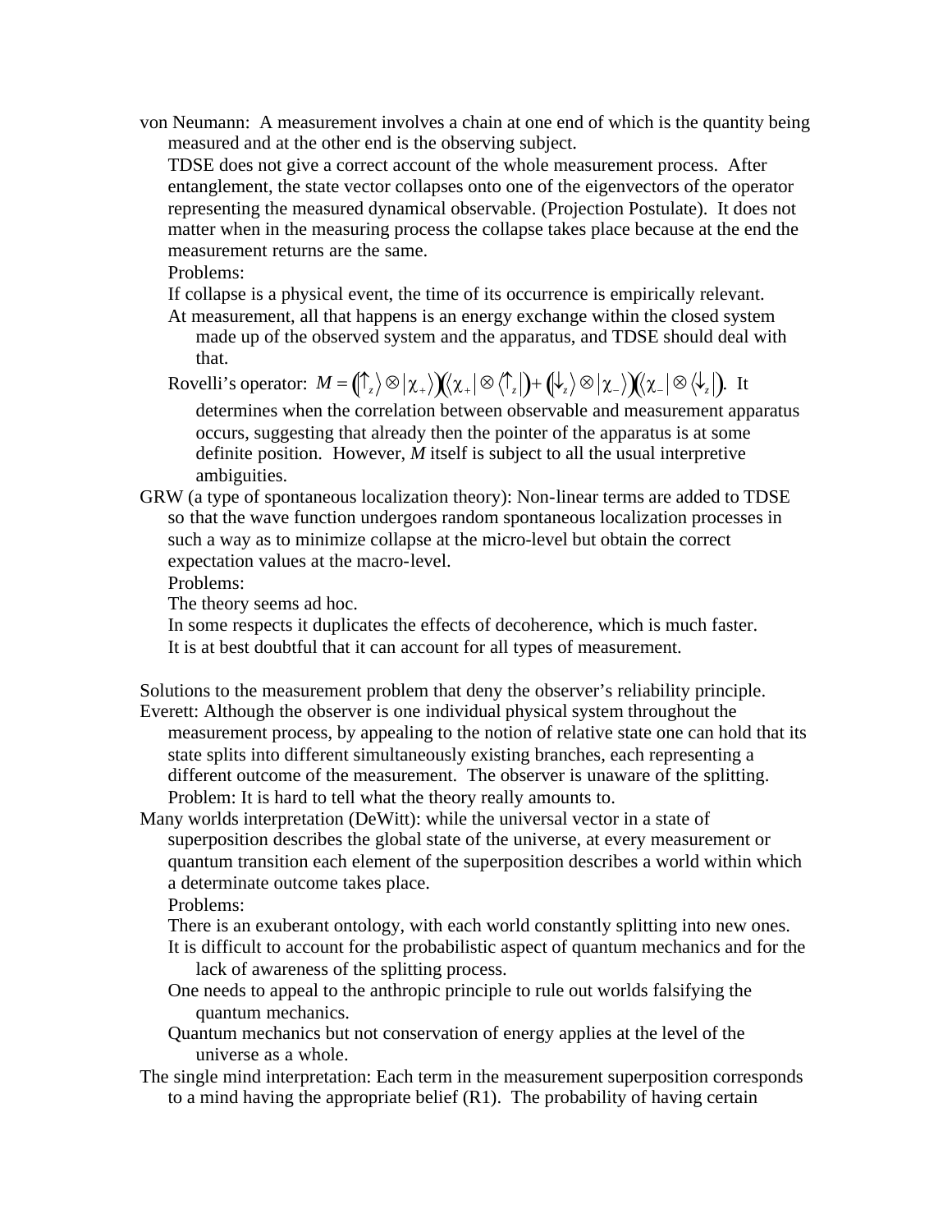von Neumann: A measurement involves a chain at one end of which is the quantity being measured and at the other end is the observing subject.

TDSE does not give a correct account of the whole measurement process. After entanglement, the state vector collapses onto one of the eigenvectors of the operator representing the measured dynamical observable. (Projection Postulate). It does not matter when in the measuring process the collapse takes place because at the end the measurement returns are the same.

Problems:

If collapse is a physical event, the time of its occurrence is empirically relevant.

At measurement, all that happens is an energy exchange within the closed system made up of the observed system and the apparatus, and TDSE should deal with that.

Rovelli's operator: $M = \left(|\uparrow_z\rangle \otimes |\chi_+\rangle\right)\left(\langle\chi_+| \otimes \langle\uparrow_z|\right) + \left(|\downarrow_z\rangle \otimes |\chi_-\rangle\right)\left(\langle\chi_-| \otimes \langle\downarrow_z|\right)$. It determines when the correlation between observable and measurement apparatus occurs, suggesting that already then the pointer of the apparatus is at some definite position. However, *M* itself is subject to all the usual interpretive ambiguities.

GRW (a type of spontaneous localization theory): Non-linear terms are added to TDSE so that the wave function undergoes random spontaneous localization processes in such a way as to minimize collapse at the micro-level but obtain the correct expectation values at the macro-level.

Problems:

The theory seems ad hoc.

In some respects it duplicates the effects of decoherence, which is much faster.

It is at best doubtful that it can account for all types of measurement.

Solutions to the measurement problem that deny the observer's reliability principle.

Everett: Although the observer is one individual physical system throughout the measurement process, by appealing to the notion of relative state one can hold that its state splits into different simultaneously existing branches, each representing a different outcome of the measurement. The observer is unaware of the splitting.

Problem: It is hard to tell what the theory really amounts to.

Many worlds interpretation (DeWitt): while the universal vector in a state of superposition describes the global state of the universe, at every measurement or quantum transition each element of the superposition describes a world within which a determinate outcome takes place.

Problems:

There is an exuberant ontology, with each world constantly splitting into new ones.

It is difficult to account for the probabilistic aspect of quantum mechanics and for the lack of awareness of the splitting process.

One needs to appeal to the anthropic principle to rule out worlds falsifying the quantum mechanics.

Quantum mechanics but not conservation of energy applies at the level of the universe as a whole.

The single mind interpretation: Each term in the measurement superposition corresponds to a mind having the appropriate belief (R1). The probability of having certain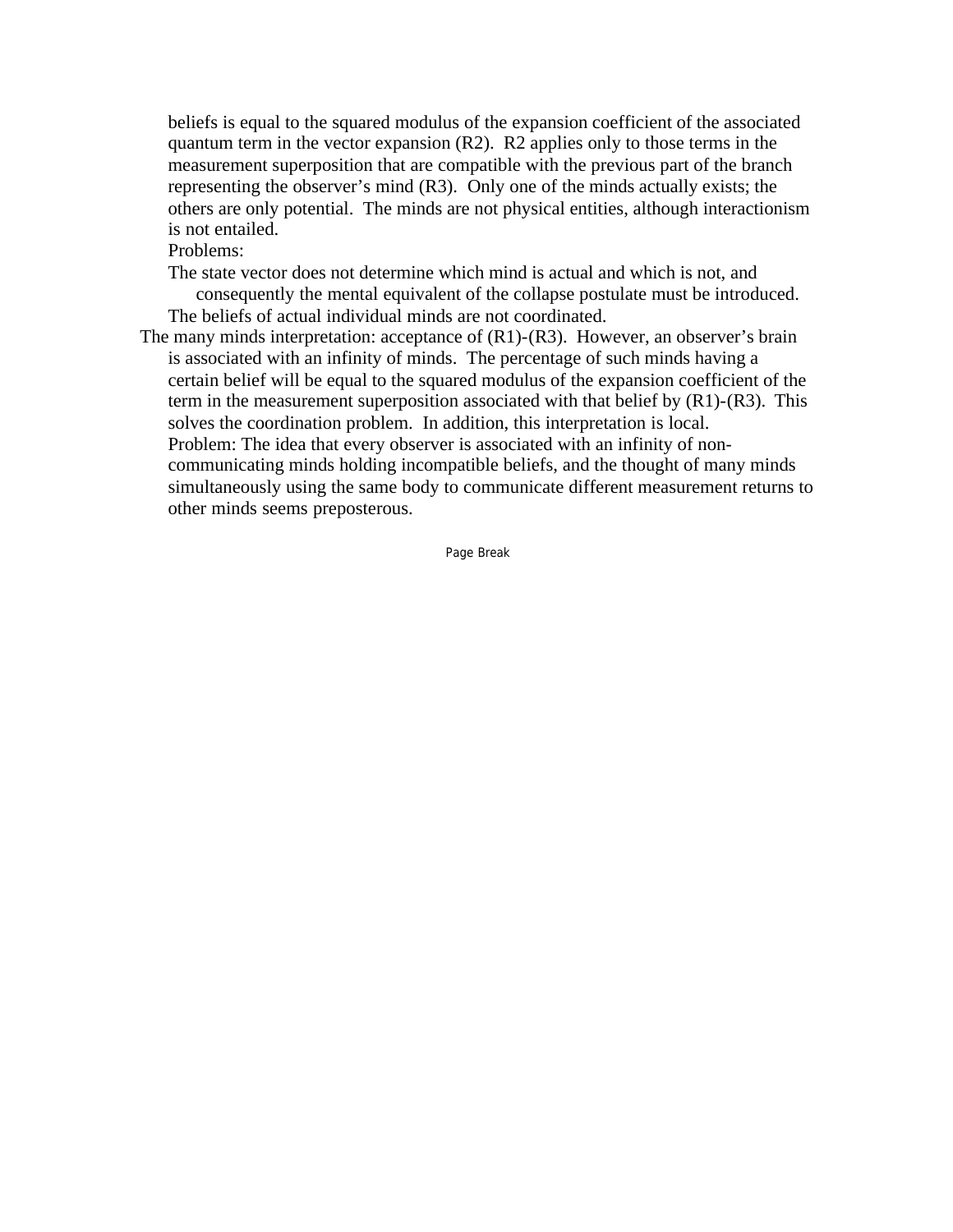beliefs is equal to the squared modulus of the expansion coefficient of the associated quantum term in the vector expansion (R2). R2 applies only to those terms in the measurement superposition that are compatible with the previous part of the branch representing the observer's mind (R3). Only one of the minds actually exists; the others are only potential. The minds are not physical entities, although interactionism is not entailed.

Problems:

The state vector does not determine which mind is actual and which is not, and consequently the mental equivalent of the collapse postulate must be introduced.

The beliefs of actual individual minds are not coordinated.

The many minds interpretation: acceptance of (R1)-(R3). However, an observer's brain is associated with an infinity of minds. The percentage of such minds having a certain belief will be equal to the squared modulus of the expansion coefficient of the term in the measurement superposition associated with that belief by (R1)-(R3). This solves the coordination problem. In addition, this interpretation is local.

Problem: The idea that every observer is associated with an infinity of non-communicating minds holding incompatible beliefs, and the thought of many minds simultaneously using the same body to communicate different measurement returns to other minds seems preposterous.